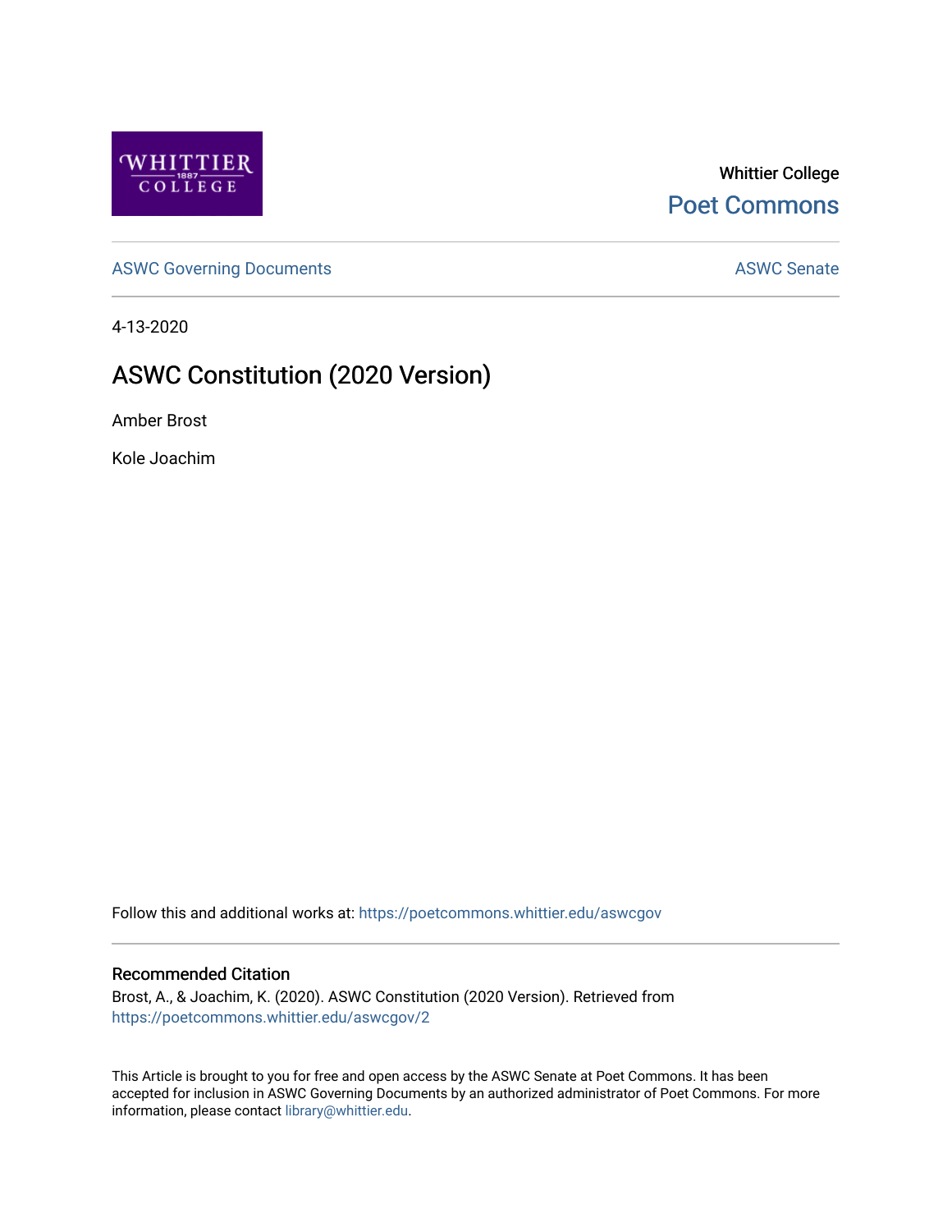WHITTIER COLLEGE 1887

Whittier College

Poet Commons

ASWC Governing Documents

ASWC Senate

4-13-2020

# ASWC Constitution (2020 Version)

Amber Brost

Kole Joachim

Follow this and additional works at: https://poetcommons.whittier.edu/aswcgov

## Recommended Citation

Brost, A., & Joachim, K. (2020). ASWC Constitution (2020 Version). Retrieved from https://poetcommons.whittier.edu/aswcgov/2

This Article is brought to you for free and open access by the ASWC Senate at Poet Commons. It has been accepted for inclusion in ASWC Governing Documents by an authorized administrator of Poet Commons. For more information, please contact library@whittier.edu.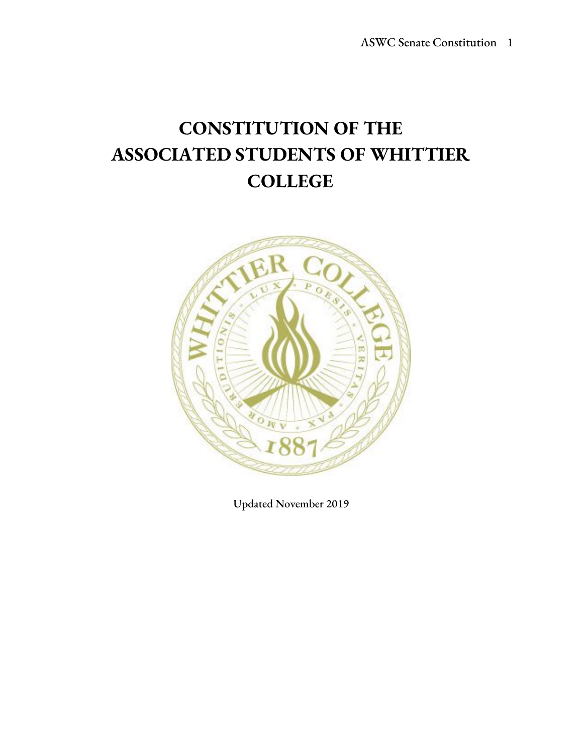# CONSTITUTION OF THE ASSOCIATED STUDENTS OF WHITTIER COLLEGE

Updated November 2019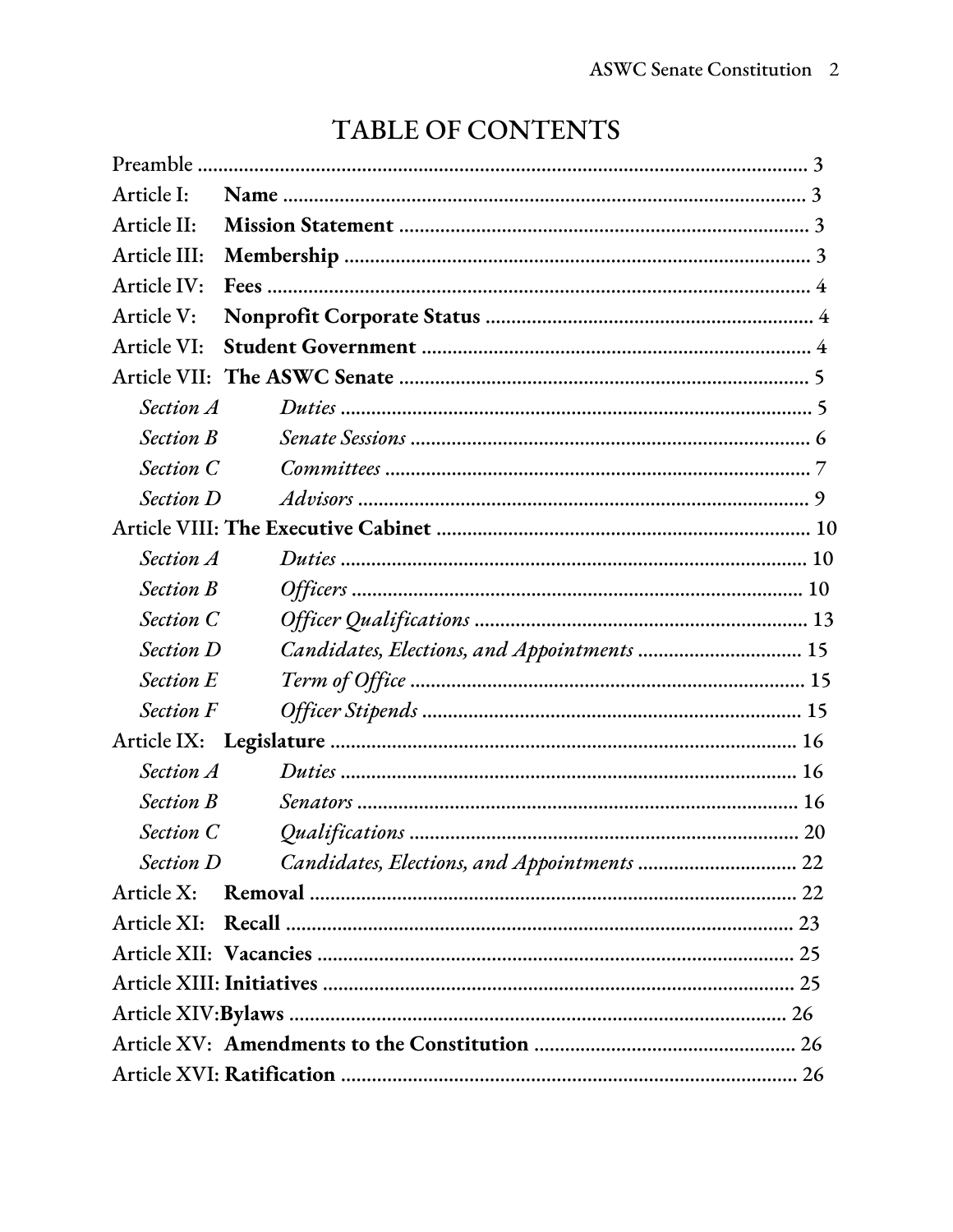# TABLE OF CONTENTS

Preamble ........................................................................................................ 3

Article I: **Name** ........................................................................................... 3

Article II: **Mission Statement** ................................................................... 3

Article III: **Membership** ............................................................................. 3

Article IV: **Fees** ........................................................................................... 4

Article V: **Nonprofit Corporate Status** ..................................................... 4

Article VI: **Student Government** ............................................................... 4

Article VII: **The ASWC Senate** ................................................................... 5

- *Section A* *Duties* ............................................................................... 5
- *Section B* *Senate Sessions* ................................................................. 6
- *Section C* *Committees* ....................................................................... 7
- *Section D* *Advisors* ............................................................................ 9

Article VIII: **The Executive Cabinet** ........................................................ 10

- *Section A* *Duties* ............................................................................... 10
- *Section B* *Officers* ............................................................................. 10
- *Section C* *Officer Qualifications* ...................................................... 13
- *Section D* *Candidates, Elections, and Appointments* ..................... 15
- *Section E* *Term of Office* .................................................................. 15
- *Section F* *Officer Stipends* ............................................................... 15

Article IX: **Legislature** .............................................................................. 16

- *Section A* *Duties* ............................................................................... 16
- *Section B* *Senators* ............................................................................ 16
- *Section C* *Qualifications* .................................................................. 20
- *Section D* *Candidates, Elections, and Appointments* ..................... 22

Article X: **Removal** ................................................................................... 22

Article XI: **Recall** ...................................................................................... 23

Article XII: **Vacancies** ............................................................................... 25

Article XIII: **Initiatives** ............................................................................. 25

Article XIV: **Bylaws** ................................................................................... 26

Article XV: **Amendments to the Constitution** ....................................... 26

Article XVI: **Ratification** .......................................................................... 26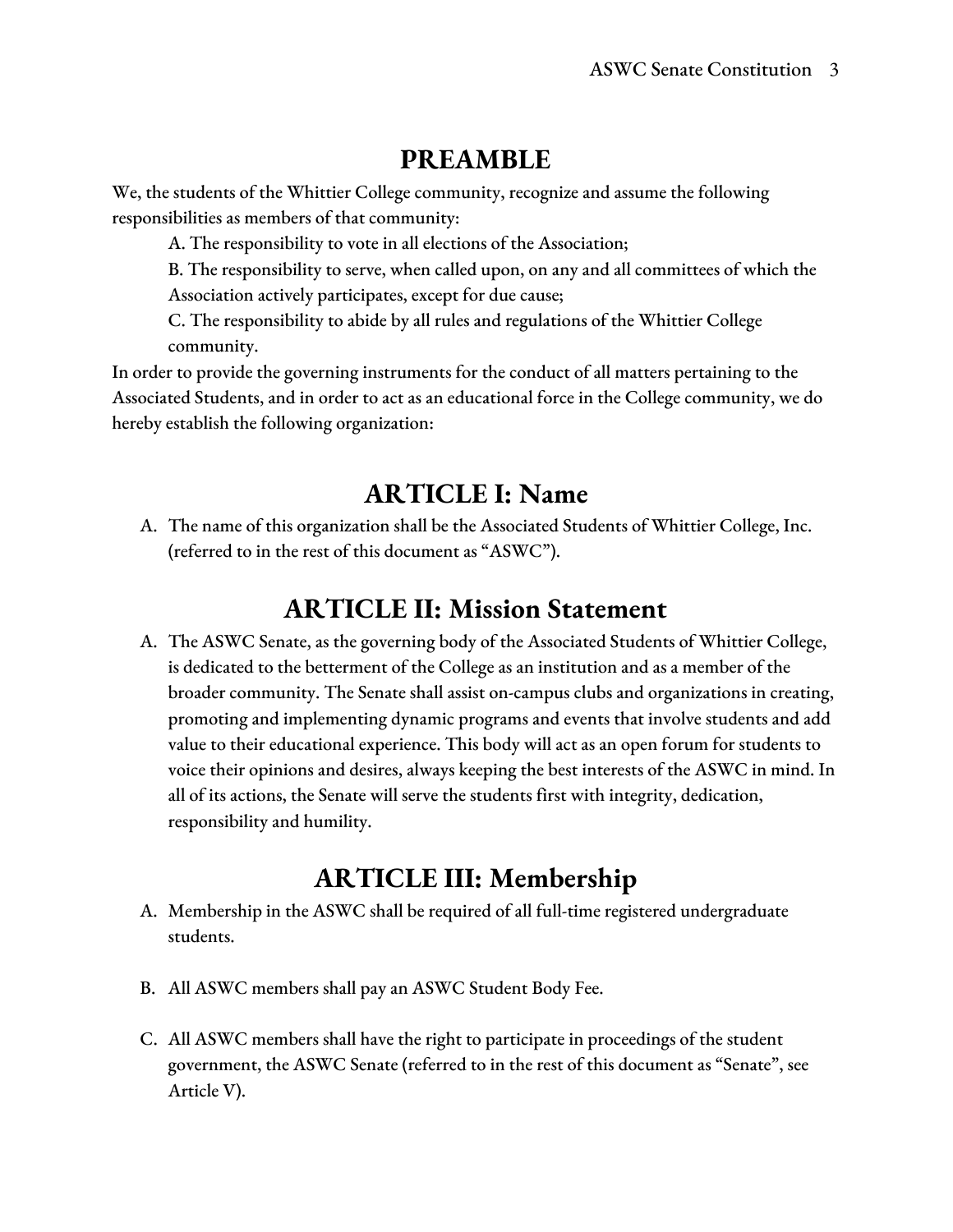# PREAMBLE

We, the students of the Whittier College community, recognize and assume the following responsibilities as members of that community:

A. The responsibility to vote in all elections of the Association;

B. The responsibility to serve, when called upon, on any and all committees of which the Association actively participates, except for due cause;

C. The responsibility to abide by all rules and regulations of the Whittier College community.

In order to provide the governing instruments for the conduct of all matters pertaining to the Associated Students, and in order to act as an educational force in the College community, we do hereby establish the following organization:

# ARTICLE I: Name

A. The name of this organization shall be the Associated Students of Whittier College, Inc. (referred to in the rest of this document as "ASWC").

# ARTICLE II: Mission Statement

A. The ASWC Senate, as the governing body of the Associated Students of Whittier College, is dedicated to the betterment of the College as an institution and as a member of the broader community. The Senate shall assist on-campus clubs and organizations in creating, promoting and implementing dynamic programs and events that involve students and add value to their educational experience. This body will act as an open forum for students to voice their opinions and desires, always keeping the best interests of the ASWC in mind. In all of its actions, the Senate will serve the students first with integrity, dedication, responsibility and humility.

# ARTICLE III: Membership

A. Membership in the ASWC shall be required of all full-time registered undergraduate students.

B. All ASWC members shall pay an ASWC Student Body Fee.

C. All ASWC members shall have the right to participate in proceedings of the student government, the ASWC Senate (referred to in the rest of this document as "Senate", see Article V).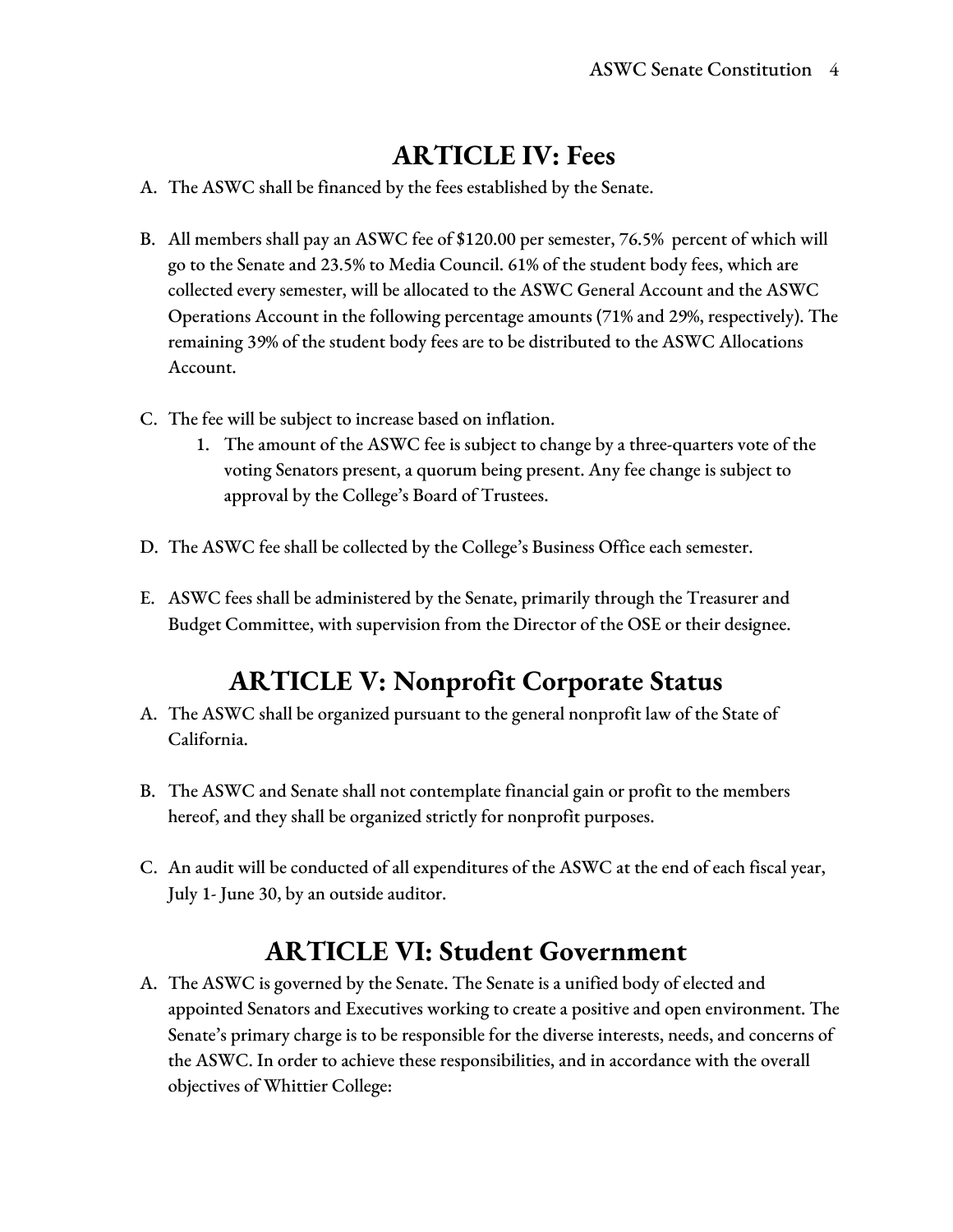## ARTICLE IV: Fees

A. The ASWC shall be financed by the fees established by the Senate.

B. All members shall pay an ASWC fee of $120.00 per semester, 76.5% percent of which will go to the Senate and 23.5% to Media Council. 61% of the student body fees, which are collected every semester, will be allocated to the ASWC General Account and the ASWC Operations Account in the following percentage amounts (71% and 29%, respectively). The remaining 39% of the student body fees are to be distributed to the ASWC Allocations Account.

C. The fee will be subject to increase based on inflation.
    1. The amount of the ASWC fee is subject to change by a three-quarters vote of the voting Senators present, a quorum being present. Any fee change is subject to approval by the College's Board of Trustees.

D. The ASWC fee shall be collected by the College's Business Office each semester.

E. ASWC fees shall be administered by the Senate, primarily through the Treasurer and Budget Committee, with supervision from the Director of the OSE or their designee.

## ARTICLE V: Nonprofit Corporate Status

A. The ASWC shall be organized pursuant to the general nonprofit law of the State of California.

B. The ASWC and Senate shall not contemplate financial gain or profit to the members hereof, and they shall be organized strictly for nonprofit purposes.

C. An audit will be conducted of all expenditures of the ASWC at the end of each fiscal year, July 1- June 30, by an outside auditor.

## ARTICLE VI: Student Government

A. The ASWC is governed by the Senate. The Senate is a unified body of elected and appointed Senators and Executives working to create a positive and open environment. The Senate's primary charge is to be responsible for the diverse interests, needs, and concerns of the ASWC. In order to achieve these responsibilities, and in accordance with the overall objectives of Whittier College: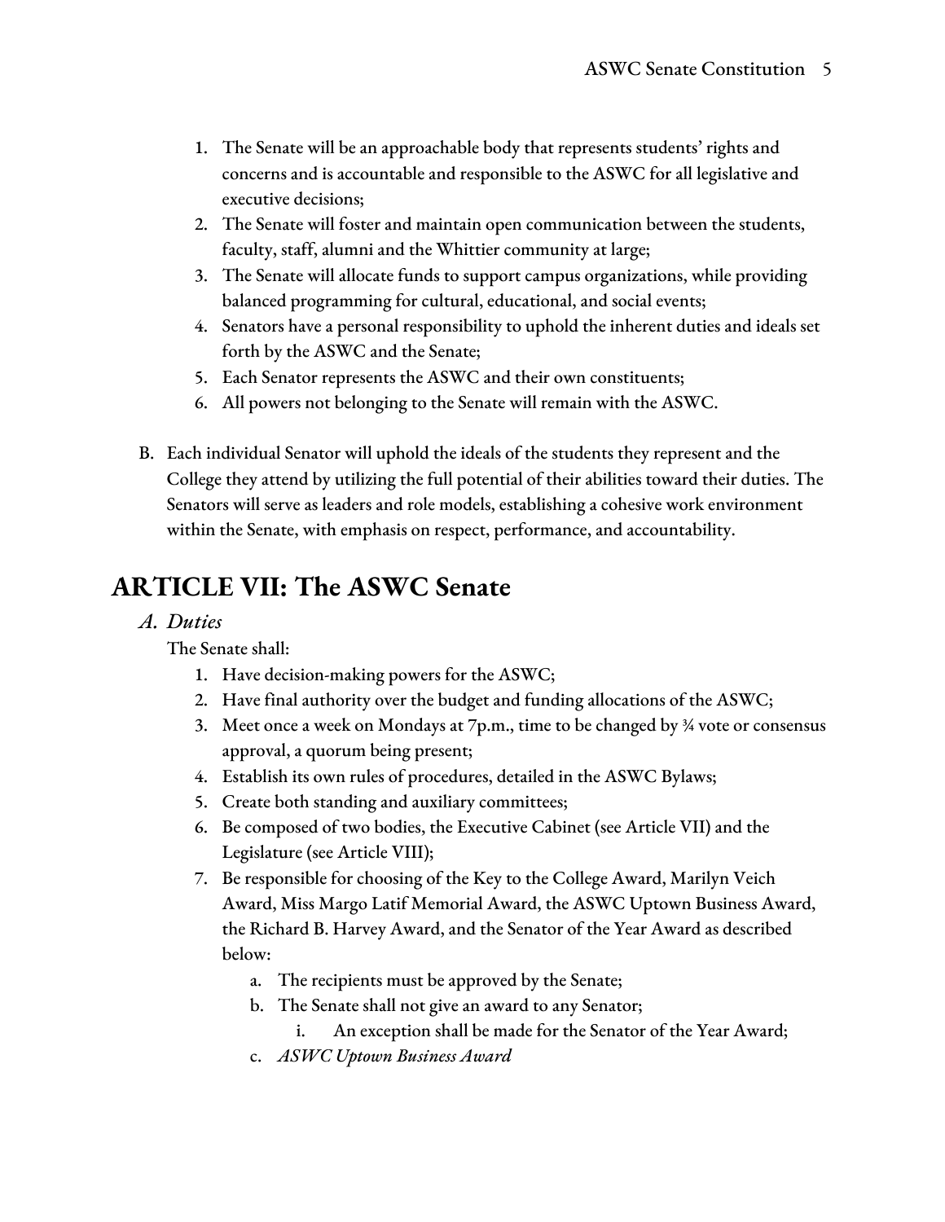1. The Senate will be an approachable body that represents students' rights and concerns and is accountable and responsible to the ASWC for all legislative and executive decisions;
2. The Senate will foster and maintain open communication between the students, faculty, staff, alumni and the Whittier community at large;
3. The Senate will allocate funds to support campus organizations, while providing balanced programming for cultural, educational, and social events;
4. Senators have a personal responsibility to uphold the inherent duties and ideals set forth by the ASWC and the Senate;
5. Each Senator represents the ASWC and their own constituents;
6. All powers not belonging to the Senate will remain with the ASWC.

B. Each individual Senator will uphold the ideals of the students they represent and the College they attend by utilizing the full potential of their abilities toward their duties. The Senators will serve as leaders and role models, establishing a cohesive work environment within the Senate, with emphasis on respect, performance, and accountability.

# ARTICLE VII: The ASWC Senate

## *A. Duties*

The Senate shall:

1. Have decision-making powers for the ASWC;
2. Have final authority over the budget and funding allocations of the ASWC;
3. Meet once a week on Mondays at 7p.m., time to be changed by ¾ vote or consensus approval, a quorum being present;
4. Establish its own rules of procedures, detailed in the ASWC Bylaws;
5. Create both standing and auxiliary committees;
6. Be composed of two bodies, the Executive Cabinet (see Article VII) and the Legislature (see Article VIII);
7. Be responsible for choosing of the Key to the College Award, Marilyn Veich Award, Miss Margo Latif Memorial Award, the ASWC Uptown Business Award, the Richard B. Harvey Award, and the Senator of the Year Award as described below:
    a. The recipients must be approved by the Senate;
    b. The Senate shall not give an award to any Senator;
        i. An exception shall be made for the Senator of the Year Award;
    c. *ASWC Uptown Business Award*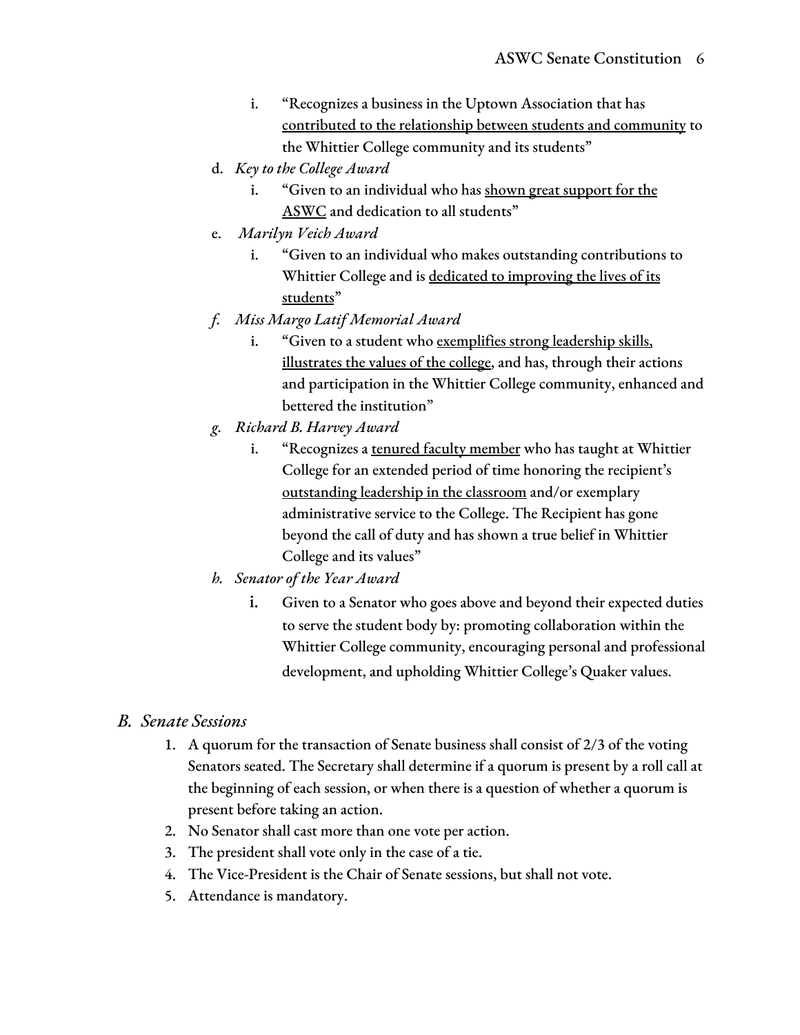i. "Recognizes a business in the Uptown Association that has <u>contributed to the relationship between students and community</u> to the Whittier College community and its students"

   d. *Key to the College Award*
      i. "Given to an individual who has <u>shown great support for the ASWC</u> and dedication to all students"

   e. *Marilyn Veich Award*
      i. "Given to an individual who makes outstanding contributions to Whittier College and is <u>dedicated to improving the lives of its students</u>"

   f. *Miss Margo Latif Memorial Award*
      i. "Given to a student who <u>exemplifies strong leadership skills, illustrates the values of the college</u>, and has, through their actions and participation in the Whittier College community, enhanced and bettered the institution"

   g. *Richard B. Harvey Award*
      i. "Recognizes a <u>tenured faculty member</u> who has taught at Whittier College for an extended period of time honoring the recipient's <u>outstanding leadership in the classroom</u> and/or exemplary administrative service to the College. The Recipient has gone beyond the call of duty and has shown a true belief in Whittier College and its values"

   h. *Senator of the Year Award*
      i. Given to a Senator who goes above and beyond their expected duties to serve the student body by: promoting collaboration within the Whittier College community, encouraging personal and professional development, and upholding Whittier College's Quaker values.

## *B. Senate Sessions*

1. A quorum for the transaction of Senate business shall consist of 2/3 of the voting Senators seated. The Secretary shall determine if a quorum is present by a roll call at the beginning of each session, or when there is a question of whether a quorum is present before taking an action.
2. No Senator shall cast more than one vote per action.
3. The president shall vote only in the case of a tie.
4. The Vice-President is the Chair of Senate sessions, but shall not vote.
5. Attendance is mandatory.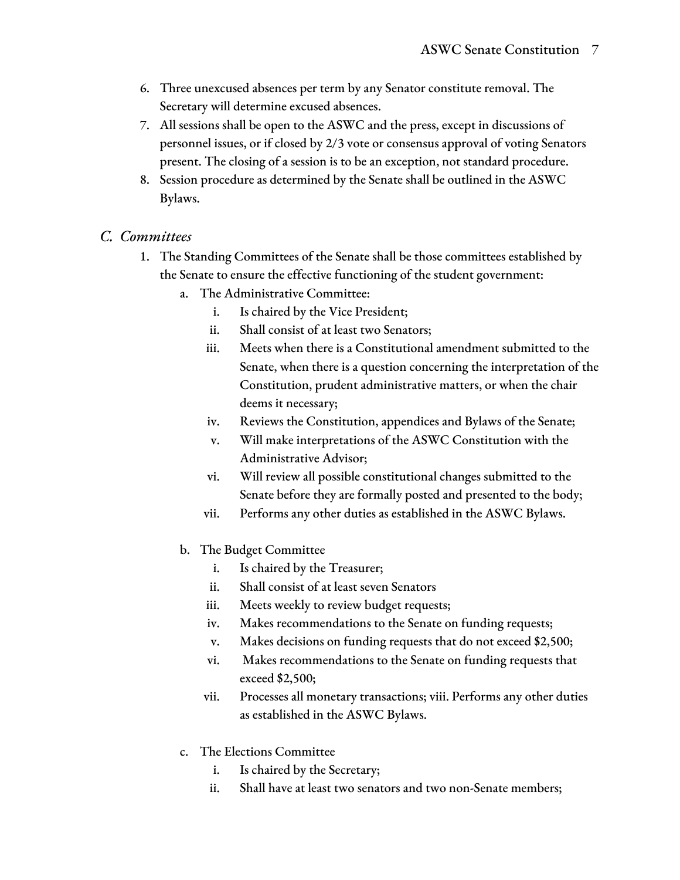6. Three unexcused absences per term by any Senator constitute removal. The Secretary will determine excused absences.
7. All sessions shall be open to the ASWC and the press, except in discussions of personnel issues, or if closed by 2/3 vote or consensus approval of voting Senators present. The closing of a session is to be an exception, not standard procedure.
8. Session procedure as determined by the Senate shall be outlined in the ASWC Bylaws.

## *C. Committees*

1. The Standing Committees of the Senate shall be those committees established by the Senate to ensure the effective functioning of the student government:
   a. The Administrative Committee:
      i. Is chaired by the Vice President;
      ii. Shall consist of at least two Senators;
      iii. Meets when there is a Constitutional amendment submitted to the Senate, when there is a question concerning the interpretation of the Constitution, prudent administrative matters, or when the chair deems it necessary;
      iv. Reviews the Constitution, appendices and Bylaws of the Senate;
      v. Will make interpretations of the ASWC Constitution with the Administrative Advisor;
      vi. Will review all possible constitutional changes submitted to the Senate before they are formally posted and presented to the body;
      vii. Performs any other duties as established in the ASWC Bylaws.

   b. The Budget Committee
      i. Is chaired by the Treasurer;
      ii. Shall consist of at least seven Senators
      iii. Meets weekly to review budget requests;
      iv. Makes recommendations to the Senate on funding requests;
      v. Makes decisions on funding requests that do not exceed $2,500;
      vi. Makes recommendations to the Senate on funding requests that exceed $2,500;
      vii. Processes all monetary transactions; viii. Performs any other duties as established in the ASWC Bylaws.

   c. The Elections Committee
      i. Is chaired by the Secretary;
      ii. Shall have at least two senators and two non-Senate members;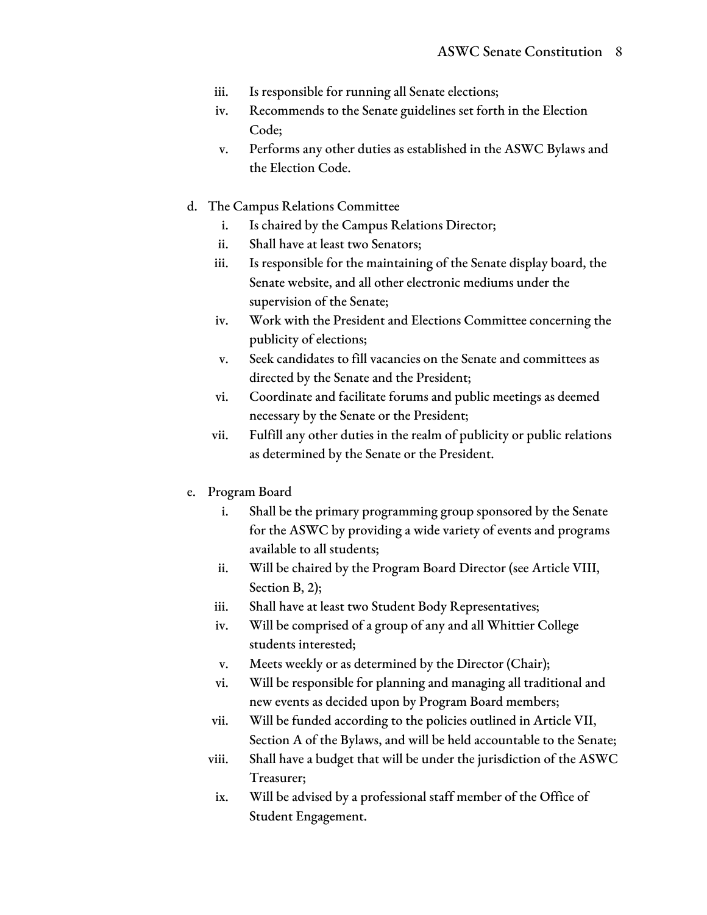iii. Is responsible for running all Senate elections;
iv. Recommends to the Senate guidelines set forth in the Election Code;
v. Performs any other duties as established in the ASWC Bylaws and the Election Code.

d. The Campus Relations Committee
   i. Is chaired by the Campus Relations Director;
   ii. Shall have at least two Senators;
   iii. Is responsible for the maintaining of the Senate display board, the Senate website, and all other electronic mediums under the supervision of the Senate;
   iv. Work with the President and Elections Committee concerning the publicity of elections;
   v. Seek candidates to fill vacancies on the Senate and committees as directed by the Senate and the President;
   vi. Coordinate and facilitate forums and public meetings as deemed necessary by the Senate or the President;
   vii. Fulfill any other duties in the realm of publicity or public relations as determined by the Senate or the President.

e. Program Board
   i. Shall be the primary programming group sponsored by the Senate for the ASWC by providing a wide variety of events and programs available to all students;
   ii. Will be chaired by the Program Board Director (see Article VIII, Section B, 2);
   iii. Shall have at least two Student Body Representatives;
   iv. Will be comprised of a group of any and all Whittier College students interested;
   v. Meets weekly or as determined by the Director (Chair);
   vi. Will be responsible for planning and managing all traditional and new events as decided upon by Program Board members;
   vii. Will be funded according to the policies outlined in Article VII, Section A of the Bylaws, and will be held accountable to the Senate;
   viii. Shall have a budget that will be under the jurisdiction of the ASWC Treasurer;
   ix. Will be advised by a professional staff member of the Office of Student Engagement.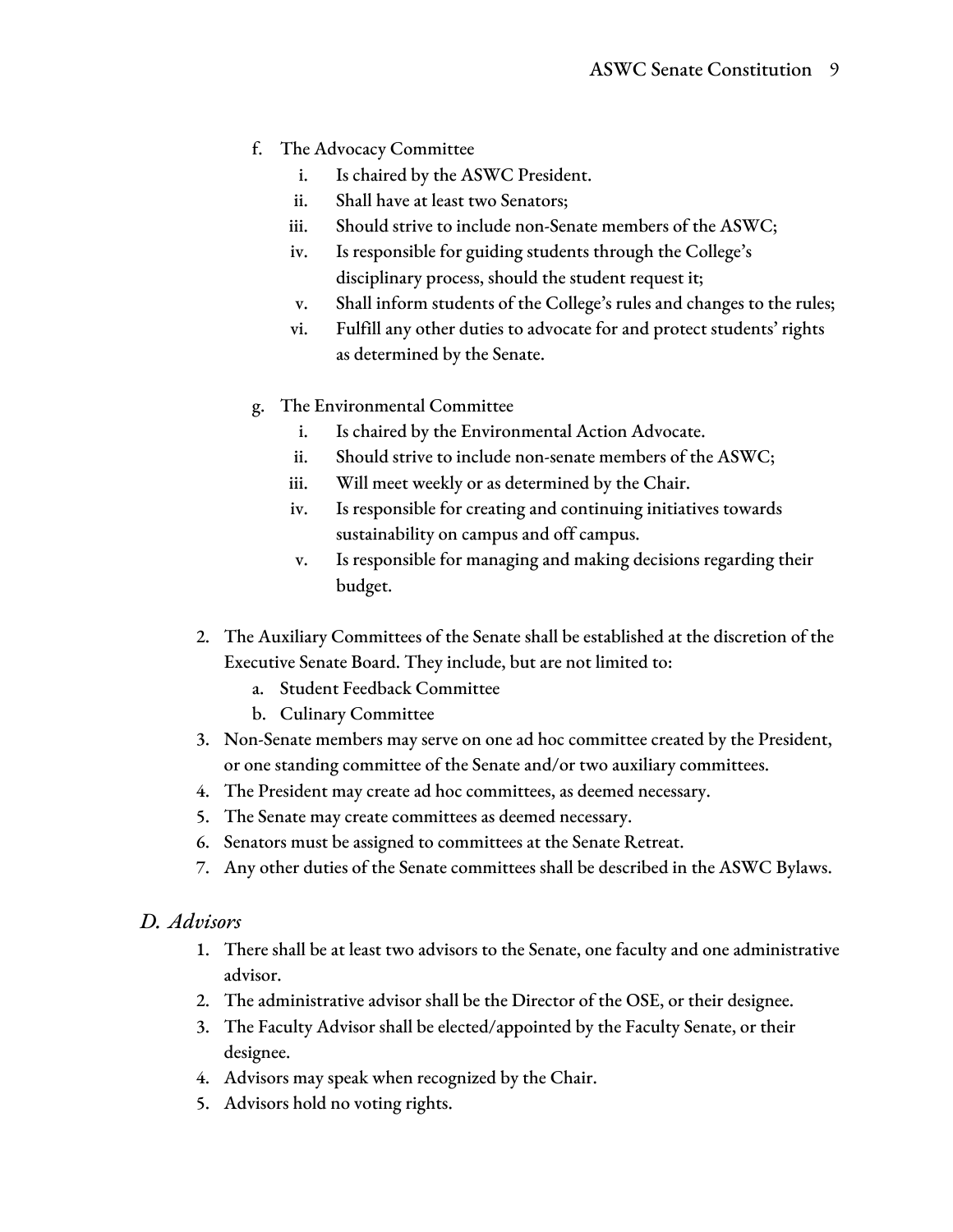f. The Advocacy Committee
    i. Is chaired by the ASWC President.
    ii. Shall have at least two Senators;
    iii. Should strive to include non-Senate members of the ASWC;
    iv. Is responsible for guiding students through the College's disciplinary process, should the student request it;
    v. Shall inform students of the College's rules and changes to the rules;
    vi. Fulfill any other duties to advocate for and protect students' rights as determined by the Senate.

g. The Environmental Committee
    i. Is chaired by the Environmental Action Advocate.
    ii. Should strive to include non-senate members of the ASWC;
    iii. Will meet weekly or as determined by the Chair.
    iv. Is responsible for creating and continuing initiatives towards sustainability on campus and off campus.
    v. Is responsible for managing and making decisions regarding their budget.

2. The Auxiliary Committees of the Senate shall be established at the discretion of the Executive Senate Board. They include, but are not limited to:
    a. Student Feedback Committee
    b. Culinary Committee
3. Non-Senate members may serve on one ad hoc committee created by the President, or one standing committee of the Senate and/or two auxiliary committees.
4. The President may create ad hoc committees, as deemed necessary.
5. The Senate may create committees as deemed necessary.
6. Senators must be assigned to committees at the Senate Retreat.
7. Any other duties of the Senate committees shall be described in the ASWC Bylaws.

### *D. Advisors*

1. There shall be at least two advisors to the Senate, one faculty and one administrative advisor.
2. The administrative advisor shall be the Director of the OSE, or their designee.
3. The Faculty Advisor shall be elected/appointed by the Faculty Senate, or their designee.
4. Advisors may speak when recognized by the Chair.
5. Advisors hold no voting rights.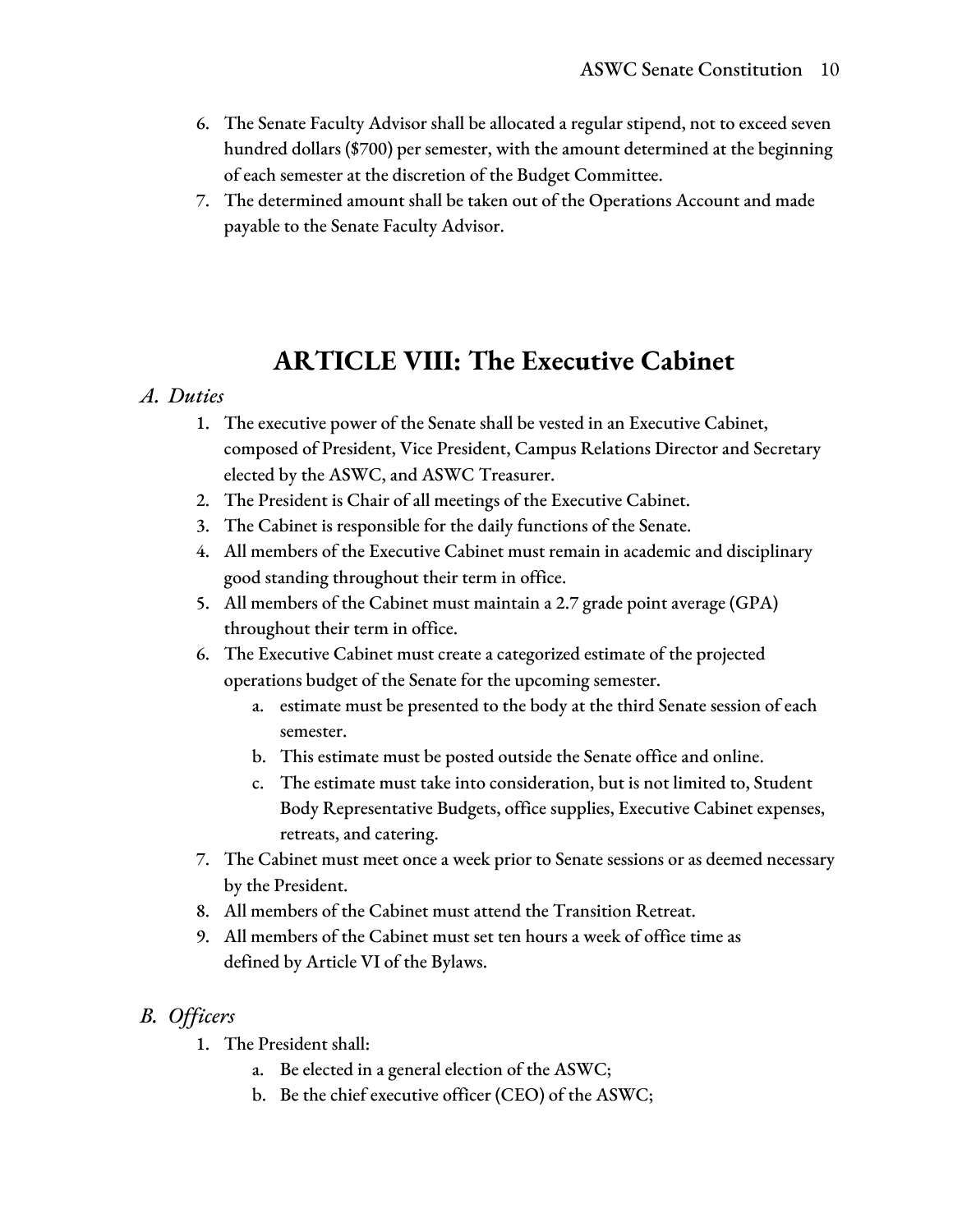6. The Senate Faculty Advisor shall be allocated a regular stipend, not to exceed seven hundred dollars ($700) per semester, with the amount determined at the beginning of each semester at the discretion of the Budget Committee.
7. The determined amount shall be taken out of the Operations Account and made payable to the Senate Faculty Advisor.

# ARTICLE VIII: The Executive Cabinet

## *A. Duties*

1. The executive power of the Senate shall be vested in an Executive Cabinet, composed of President, Vice President, Campus Relations Director and Secretary elected by the ASWC, and ASWC Treasurer.
2. The President is Chair of all meetings of the Executive Cabinet.
3. The Cabinet is responsible for the daily functions of the Senate.
4. All members of the Executive Cabinet must remain in academic and disciplinary good standing throughout their term in office.
5. All members of the Cabinet must maintain a 2.7 grade point average (GPA) throughout their term in office.
6. The Executive Cabinet must create a categorized estimate of the projected operations budget of the Senate for the upcoming semester.
    a. estimate must be presented to the body at the third Senate session of each semester.
    b. This estimate must be posted outside the Senate office and online.
    c. The estimate must take into consideration, but is not limited to, Student Body Representative Budgets, office supplies, Executive Cabinet expenses, retreats, and catering.
7. The Cabinet must meet once a week prior to Senate sessions or as deemed necessary by the President.
8. All members of the Cabinet must attend the Transition Retreat.
9. All members of the Cabinet must set ten hours a week of office time as defined by Article VI of the Bylaws.

## *B. Officers*

1. The President shall:
    a. Be elected in a general election of the ASWC;
    b. Be the chief executive officer (CEO) of the ASWC;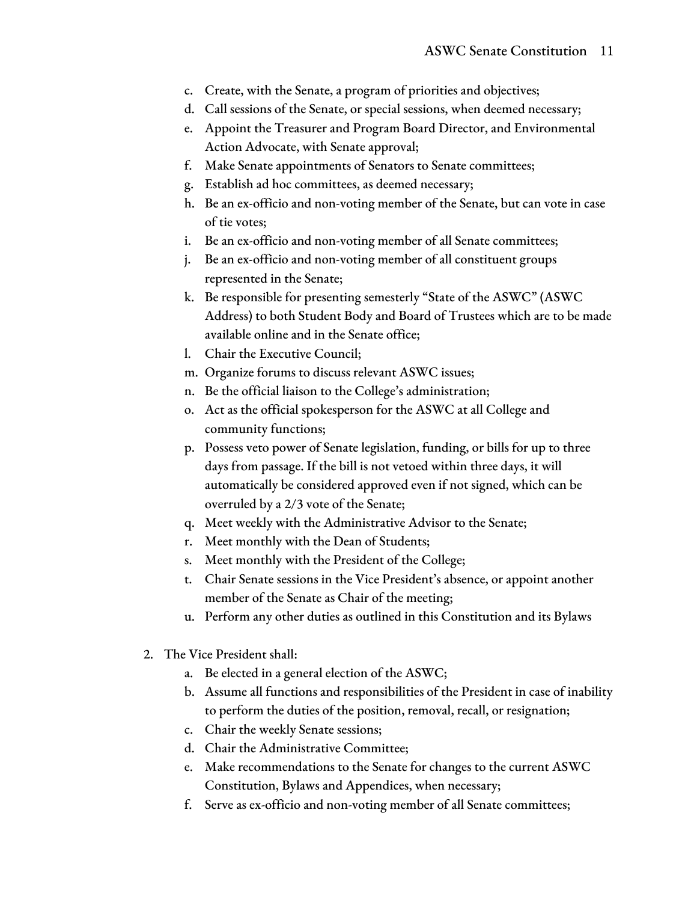c. Create, with the Senate, a program of priorities and objectives;
   d. Call sessions of the Senate, or special sessions, when deemed necessary;
   e. Appoint the Treasurer and Program Board Director, and Environmental Action Advocate, with Senate approval;
   f. Make Senate appointments of Senators to Senate committees;
   g. Establish ad hoc committees, as deemed necessary;
   h. Be an ex-officio and non-voting member of the Senate, but can vote in case of tie votes;
   i. Be an ex-officio and non-voting member of all Senate committees;
   j. Be an ex-officio and non-voting member of all constituent groups represented in the Senate;
   k. Be responsible for presenting semesterly "State of the ASWC" (ASWC Address) to both Student Body and Board of Trustees which are to be made available online and in the Senate office;
   l. Chair the Executive Council;
   m. Organize forums to discuss relevant ASWC issues;
   n. Be the official liaison to the College's administration;
   o. Act as the official spokesperson for the ASWC at all College and community functions;
   p. Possess veto power of Senate legislation, funding, or bills for up to three days from passage. If the bill is not vetoed within three days, it will automatically be considered approved even if not signed, which can be overruled by a 2/3 vote of the Senate;
   q. Meet weekly with the Administrative Advisor to the Senate;
   r. Meet monthly with the Dean of Students;
   s. Meet monthly with the President of the College;
   t. Chair Senate sessions in the Vice President's absence, or appoint another member of the Senate as Chair of the meeting;
   u. Perform any other duties as outlined in this Constitution and its Bylaws

2. The Vice President shall:
   a. Be elected in a general election of the ASWC;
   b. Assume all functions and responsibilities of the President in case of inability to perform the duties of the position, removal, recall, or resignation;
   c. Chair the weekly Senate sessions;
   d. Chair the Administrative Committee;
   e. Make recommendations to the Senate for changes to the current ASWC Constitution, Bylaws and Appendices, when necessary;
   f. Serve as ex-officio and non-voting member of all Senate committees;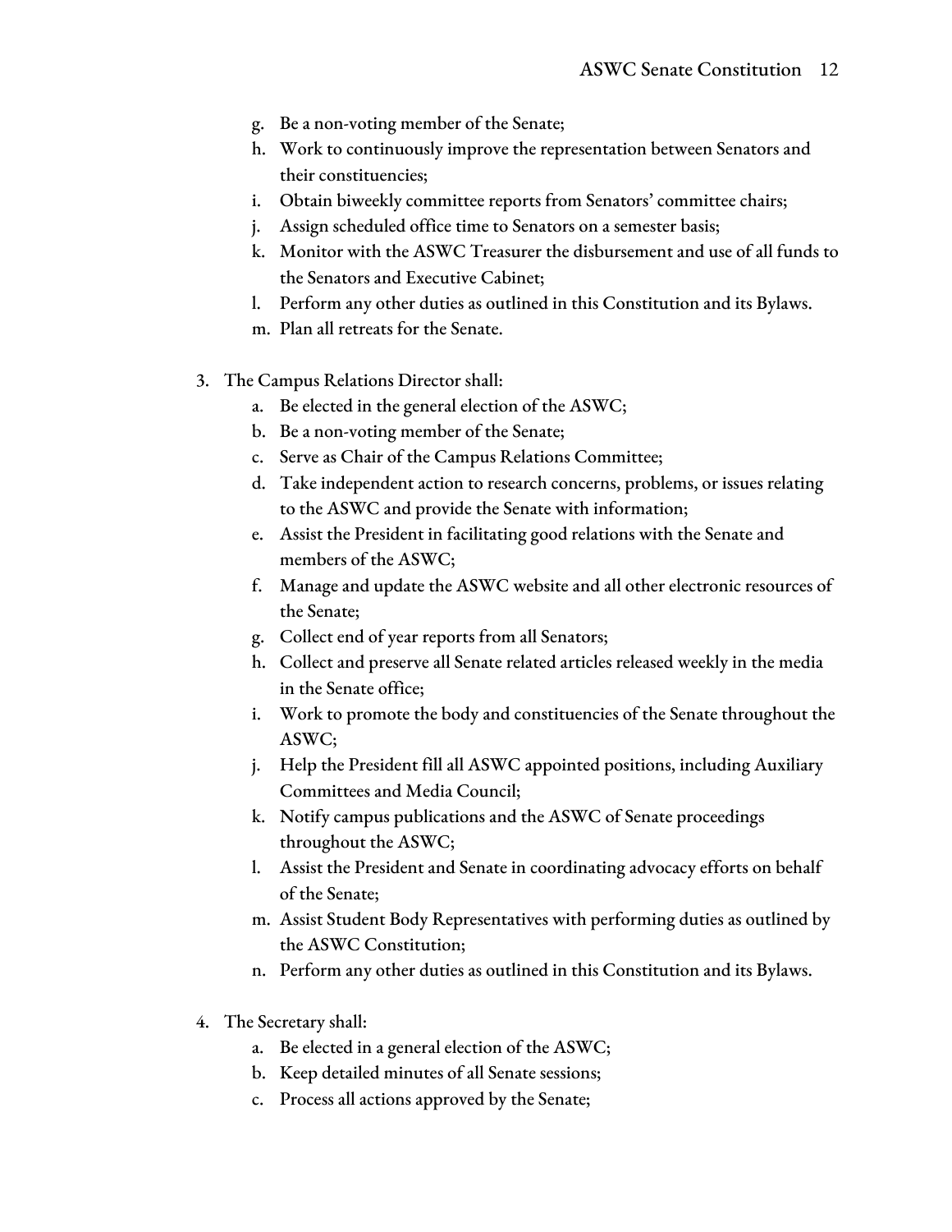g. Be a non-voting member of the Senate;
   h. Work to continuously improve the representation between Senators and their constituencies;
   i. Obtain biweekly committee reports from Senators' committee chairs;
   j. Assign scheduled office time to Senators on a semester basis;
   k. Monitor with the ASWC Treasurer the disbursement and use of all funds to the Senators and Executive Cabinet;
   l. Perform any other duties as outlined in this Constitution and its Bylaws.
   m. Plan all retreats for the Senate.

3. The Campus Relations Director shall:
   a. Be elected in the general election of the ASWC;
   b. Be a non-voting member of the Senate;
   c. Serve as Chair of the Campus Relations Committee;
   d. Take independent action to research concerns, problems, or issues relating to the ASWC and provide the Senate with information;
   e. Assist the President in facilitating good relations with the Senate and members of the ASWC;
   f. Manage and update the ASWC website and all other electronic resources of the Senate;
   g. Collect end of year reports from all Senators;
   h. Collect and preserve all Senate related articles released weekly in the media in the Senate office;
   i. Work to promote the body and constituencies of the Senate throughout the ASWC;
   j. Help the President fill all ASWC appointed positions, including Auxiliary Committees and Media Council;
   k. Notify campus publications and the ASWC of Senate proceedings throughout the ASWC;
   l. Assist the President and Senate in coordinating advocacy efforts on behalf of the Senate;
   m. Assist Student Body Representatives with performing duties as outlined by the ASWC Constitution;
   n. Perform any other duties as outlined in this Constitution and its Bylaws.

4. The Secretary shall:
   a. Be elected in a general election of the ASWC;
   b. Keep detailed minutes of all Senate sessions;
   c. Process all actions approved by the Senate;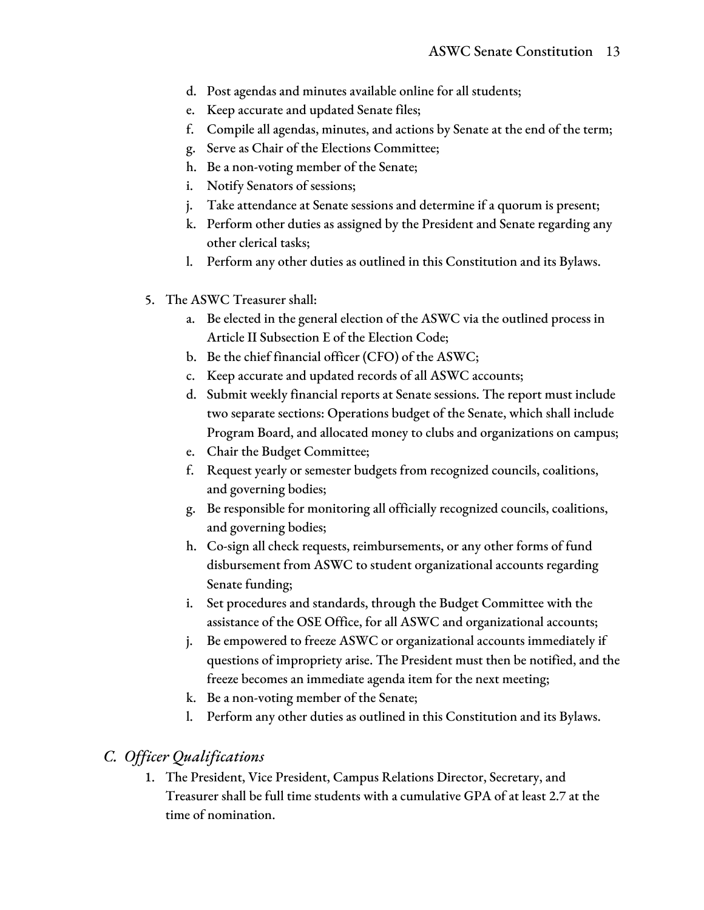d. Post agendas and minutes available online for all students;
e. Keep accurate and updated Senate files;
f. Compile all agendas, minutes, and actions by Senate at the end of the term;
g. Serve as Chair of the Elections Committee;
h. Be a non-voting member of the Senate;
i. Notify Senators of sessions;
j. Take attendance at Senate sessions and determine if a quorum is present;
k. Perform other duties as assigned by the President and Senate regarding any other clerical tasks;
l. Perform any other duties as outlined in this Constitution and its Bylaws.

5. The ASWC Treasurer shall:
   a. Be elected in the general election of the ASWC via the outlined process in Article II Subsection E of the Election Code;
   b. Be the chief financial officer (CFO) of the ASWC;
   c. Keep accurate and updated records of all ASWC accounts;
   d. Submit weekly financial reports at Senate sessions. The report must include two separate sections: Operations budget of the Senate, which shall include Program Board, and allocated money to clubs and organizations on campus;
   e. Chair the Budget Committee;
   f. Request yearly or semester budgets from recognized councils, coalitions, and governing bodies;
   g. Be responsible for monitoring all officially recognized councils, coalitions, and governing bodies;
   h. Co-sign all check requests, reimbursements, or any other forms of fund disbursement from ASWC to student organizational accounts regarding Senate funding;
   i. Set procedures and standards, through the Budget Committee with the assistance of the OSE Office, for all ASWC and organizational accounts;
   j. Be empowered to freeze ASWC or organizational accounts immediately if questions of impropriety arise. The President must then be notified, and the freeze becomes an immediate agenda item for the next meeting;
   k. Be a non-voting member of the Senate;
   l. Perform any other duties as outlined in this Constitution and its Bylaws.

## *C. Officer Qualifications*

1. The President, Vice President, Campus Relations Director, Secretary, and Treasurer shall be full time students with a cumulative GPA of at least 2.7 at the time of nomination.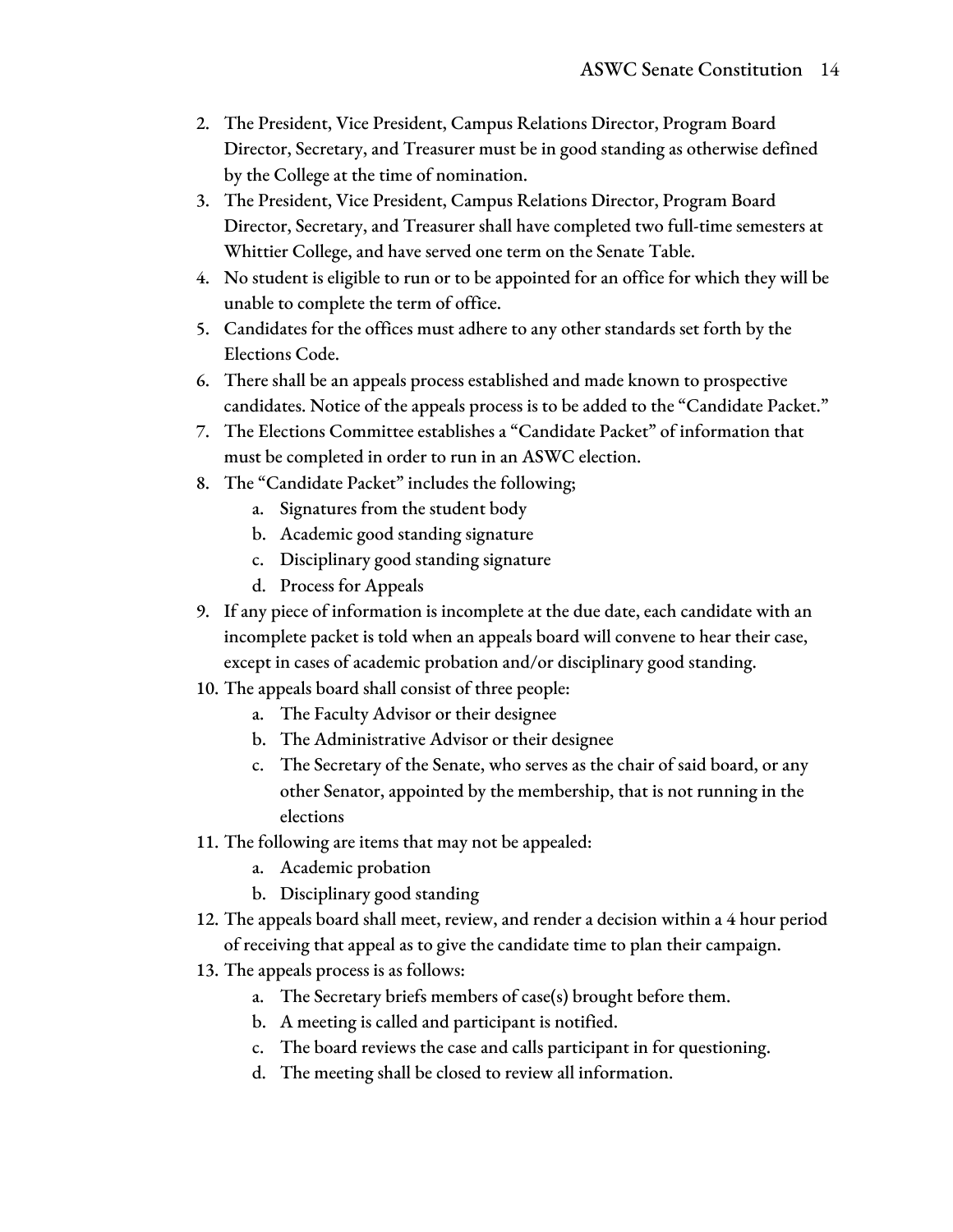2. The President, Vice President, Campus Relations Director, Program Board Director, Secretary, and Treasurer must be in good standing as otherwise defined by the College at the time of nomination.
3. The President, Vice President, Campus Relations Director, Program Board Director, Secretary, and Treasurer shall have completed two full-time semesters at Whittier College, and have served one term on the Senate Table.
4. No student is eligible to run or to be appointed for an office for which they will be unable to complete the term of office.
5. Candidates for the offices must adhere to any other standards set forth by the Elections Code.
6. There shall be an appeals process established and made known to prospective candidates. Notice of the appeals process is to be added to the "Candidate Packet."
7. The Elections Committee establishes a "Candidate Packet" of information that must be completed in order to run in an ASWC election.
8. The "Candidate Packet" includes the following;
    a. Signatures from the student body
    b. Academic good standing signature
    c. Disciplinary good standing signature
    d. Process for Appeals
9. If any piece of information is incomplete at the due date, each candidate with an incomplete packet is told when an appeals board will convene to hear their case, except in cases of academic probation and/or disciplinary good standing.
10. The appeals board shall consist of three people:
    a. The Faculty Advisor or their designee
    b. The Administrative Advisor or their designee
    c. The Secretary of the Senate, who serves as the chair of said board, or any other Senator, appointed by the membership, that is not running in the elections
11. The following are items that may not be appealed:
    a. Academic probation
    b. Disciplinary good standing
12. The appeals board shall meet, review, and render a decision within a 4 hour period of receiving that appeal as to give the candidate time to plan their campaign.
13. The appeals process is as follows:
    a. The Secretary briefs members of case(s) brought before them.
    b. A meeting is called and participant is notified.
    c. The board reviews the case and calls participant in for questioning.
    d. The meeting shall be closed to review all information.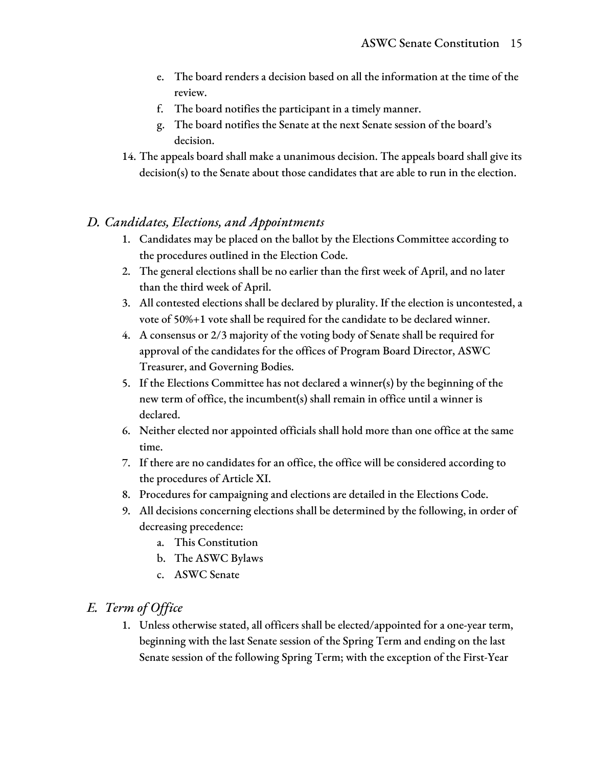e. The board renders a decision based on all the information at the time of the review.
   f. The board notifies the participant in a timely manner.
   g. The board notifies the Senate at the next Senate session of the board's decision.

14. The appeals board shall make a unanimous decision. The appeals board shall give its decision(s) to the Senate about those candidates that are able to run in the election.

## *D. Candidates, Elections, and Appointments*

1. Candidates may be placed on the ballot by the Elections Committee according to the procedures outlined in the Election Code.
2. The general elections shall be no earlier than the first week of April, and no later than the third week of April.
3. All contested elections shall be declared by plurality. If the election is uncontested, a vote of 50%+1 vote shall be required for the candidate to be declared winner.
4. A consensus or 2/3 majority of the voting body of Senate shall be required for approval of the candidates for the offices of Program Board Director, ASWC Treasurer, and Governing Bodies.
5. If the Elections Committee has not declared a winner(s) by the beginning of the new term of office, the incumbent(s) shall remain in office until a winner is declared.
6. Neither elected nor appointed officials shall hold more than one office at the same time.
7. If there are no candidates for an office, the office will be considered according to the procedures of Article XI.
8. Procedures for campaigning and elections are detailed in the Elections Code.
9. All decisions concerning elections shall be determined by the following, in order of decreasing precedence:
   a. This Constitution
   b. The ASWC Bylaws
   c. ASWC Senate

## *E. Term of Office*

1. Unless otherwise stated, all officers shall be elected/appointed for a one-year term, beginning with the last Senate session of the Spring Term and ending on the last Senate session of the following Spring Term; with the exception of the First-Year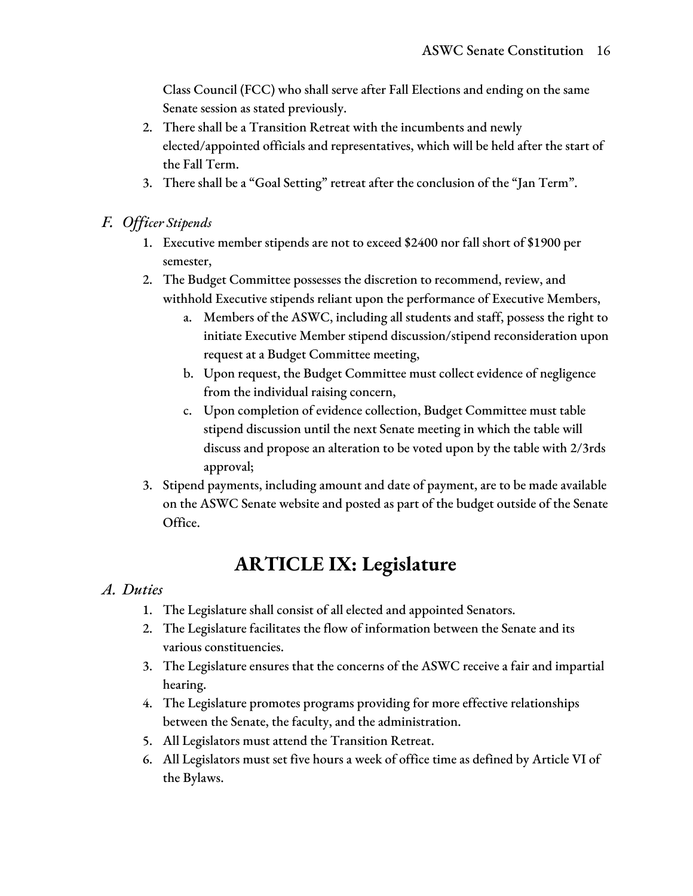Class Council (FCC) who shall serve after Fall Elections and ending on the same Senate session as stated previously.

2. There shall be a Transition Retreat with the incumbents and newly elected/appointed officials and representatives, which will be held after the start of the Fall Term.
3. There shall be a "Goal Setting" retreat after the conclusion of the "Jan Term".

### *F. Officer Stipends*

1. Executive member stipends are not to exceed $2400 nor fall short of $1900 per semester,
2. The Budget Committee possesses the discretion to recommend, review, and withhold Executive stipends reliant upon the performance of Executive Members,
    a. Members of the ASWC, including all students and staff, possess the right to initiate Executive Member stipend discussion/stipend reconsideration upon request at a Budget Committee meeting,
    b. Upon request, the Budget Committee must collect evidence of negligence from the individual raising concern,
    c. Upon completion of evidence collection, Budget Committee must table stipend discussion until the next Senate meeting in which the table will discuss and propose an alteration to be voted upon by the table with 2/3rds approval;
3. Stipend payments, including amount and date of payment, are to be made available on the ASWC Senate website and posted as part of the budget outside of the Senate Office.

## ARTICLE IX: Legislature

### *A. Duties*

1. The Legislature shall consist of all elected and appointed Senators.
2. The Legislature facilitates the flow of information between the Senate and its various constituencies.
3. The Legislature ensures that the concerns of the ASWC receive a fair and impartial hearing.
4. The Legislature promotes programs providing for more effective relationships between the Senate, the faculty, and the administration.
5. All Legislators must attend the Transition Retreat.
6. All Legislators must set five hours a week of office time as defined by Article VI of the Bylaws.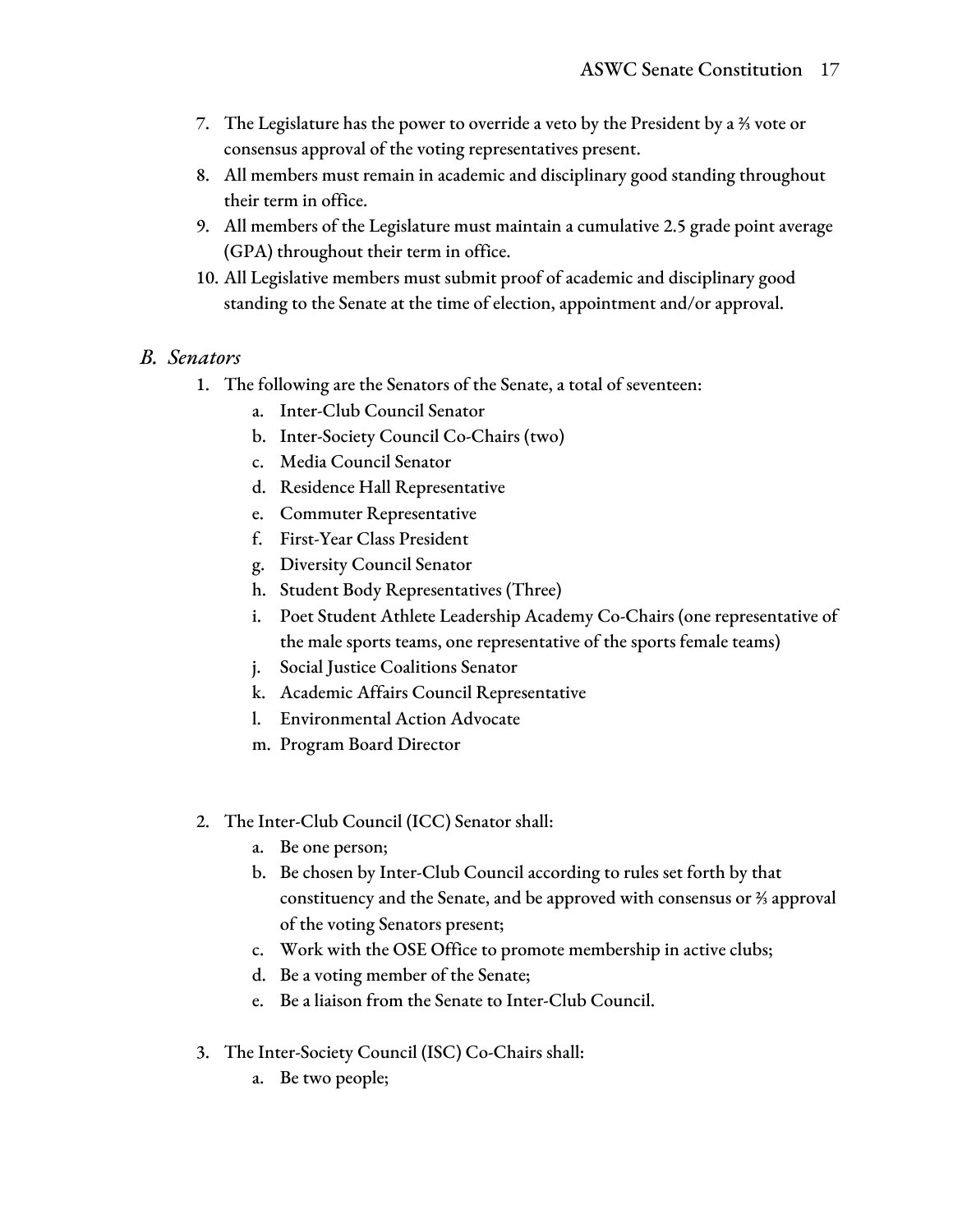7. The Legislature has the power to override a veto by the President by a ⅔ vote or consensus approval of the voting representatives present.
8. All members must remain in academic and disciplinary good standing throughout their term in office.
9. All members of the Legislature must maintain a cumulative 2.5 grade point average (GPA) throughout their term in office.
10. All Legislative members must submit proof of academic and disciplinary good standing to the Senate at the time of election, appointment and/or approval.

## *B. Senators*

1. The following are the Senators of the Senate, a total of seventeen:
   a. Inter-Club Council Senator
   b. Inter-Society Council Co-Chairs (two)
   c. Media Council Senator
   d. Residence Hall Representative
   e. Commuter Representative
   f. First-Year Class President
   g. Diversity Council Senator
   h. Student Body Representatives (Three)
   i. Poet Student Athlete Leadership Academy Co-Chairs (one representative of the male sports teams, one representative of the sports female teams)
   j. Social Justice Coalitions Senator
   k. Academic Affairs Council Representative
   l. Environmental Action Advocate
   m. Program Board Director

2. The Inter-Club Council (ICC) Senator shall:
   a. Be one person;
   b. Be chosen by Inter-Club Council according to rules set forth by that constituency and the Senate, and be approved with consensus or ⅔ approval of the voting Senators present;
   c. Work with the OSE Office to promote membership in active clubs;
   d. Be a voting member of the Senate;
   e. Be a liaison from the Senate to Inter-Club Council.

3. The Inter-Society Council (ISC) Co-Chairs shall:
   a. Be two people;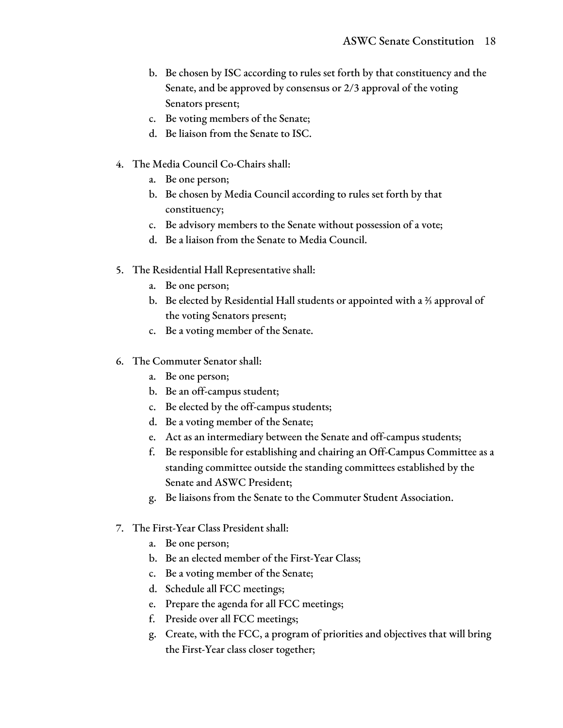b. Be chosen by ISC according to rules set forth by that constituency and the Senate, and be approved by consensus or 2/3 approval of the voting Senators present;
c. Be voting members of the Senate;
d. Be liaison from the Senate to ISC.

4. The Media Council Co-Chairs shall:
   a. Be one person;
   b. Be chosen by Media Council according to rules set forth by that constituency;
   c. Be advisory members to the Senate without possession of a vote;
   d. Be a liaison from the Senate to Media Council.

5. The Residential Hall Representative shall:
   a. Be one person;
   b. Be elected by Residential Hall students or appointed with a ⅔ approval of the voting Senators present;
   c. Be a voting member of the Senate.

6. The Commuter Senator shall:
   a. Be one person;
   b. Be an off-campus student;
   c. Be elected by the off-campus students;
   d. Be a voting member of the Senate;
   e. Act as an intermediary between the Senate and off-campus students;
   f. Be responsible for establishing and chairing an Off-Campus Committee as a standing committee outside the standing committees established by the Senate and ASWC President;
   g. Be liaisons from the Senate to the Commuter Student Association.

7. The First-Year Class President shall:
   a. Be one person;
   b. Be an elected member of the First-Year Class;
   c. Be a voting member of the Senate;
   d. Schedule all FCC meetings;
   e. Prepare the agenda for all FCC meetings;
   f. Preside over all FCC meetings;
   g. Create, with the FCC, a program of priorities and objectives that will bring the First-Year class closer together;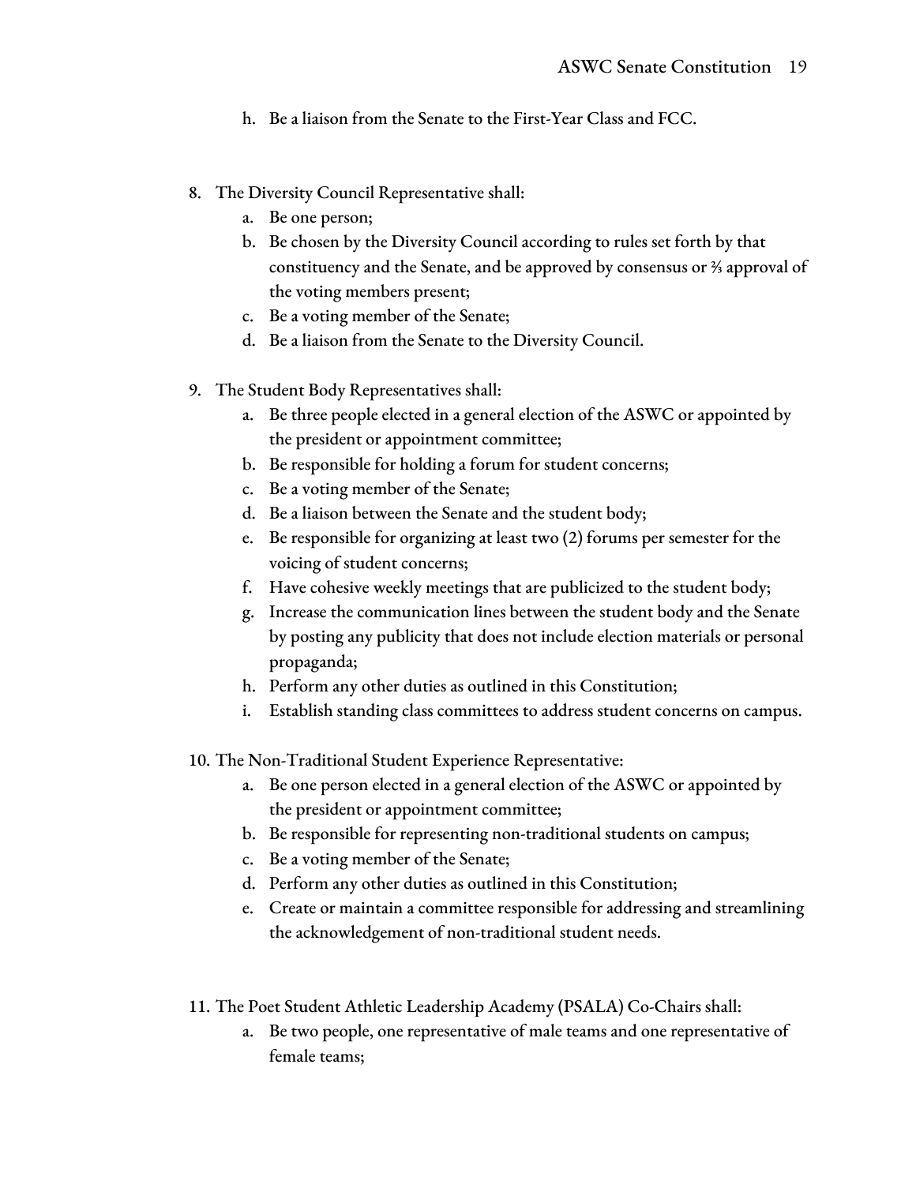h. Be a liaison from the Senate to the First-Year Class and FCC.

8. The Diversity Council Representative shall:
   a. Be one person;
   b. Be chosen by the Diversity Council according to rules set forth by that constituency and the Senate, and be approved by consensus or ⅔ approval of the voting members present;
   c. Be a voting member of the Senate;
   d. Be a liaison from the Senate to the Diversity Council.

9. The Student Body Representatives shall:
   a. Be three people elected in a general election of the ASWC or appointed by the president or appointment committee;
   b. Be responsible for holding a forum for student concerns;
   c. Be a voting member of the Senate;
   d. Be a liaison between the Senate and the student body;
   e. Be responsible for organizing at least two (2) forums per semester for the voicing of student concerns;
   f. Have cohesive weekly meetings that are publicized to the student body;
   g. Increase the communication lines between the student body and the Senate by posting any publicity that does not include election materials or personal propaganda;
   h. Perform any other duties as outlined in this Constitution;
   i. Establish standing class committees to address student concerns on campus.

10. The Non-Traditional Student Experience Representative:
    a. Be one person elected in a general election of the ASWC or appointed by the president or appointment committee;
    b. Be responsible for representing non-traditional students on campus;
    c. Be a voting member of the Senate;
    d. Perform any other duties as outlined in this Constitution;
    e. Create or maintain a committee responsible for addressing and streamlining the acknowledgement of non-traditional student needs.

11. The Poet Student Athletic Leadership Academy (PSALA) Co-Chairs shall:
    a. Be two people, one representative of male teams and one representative of female teams;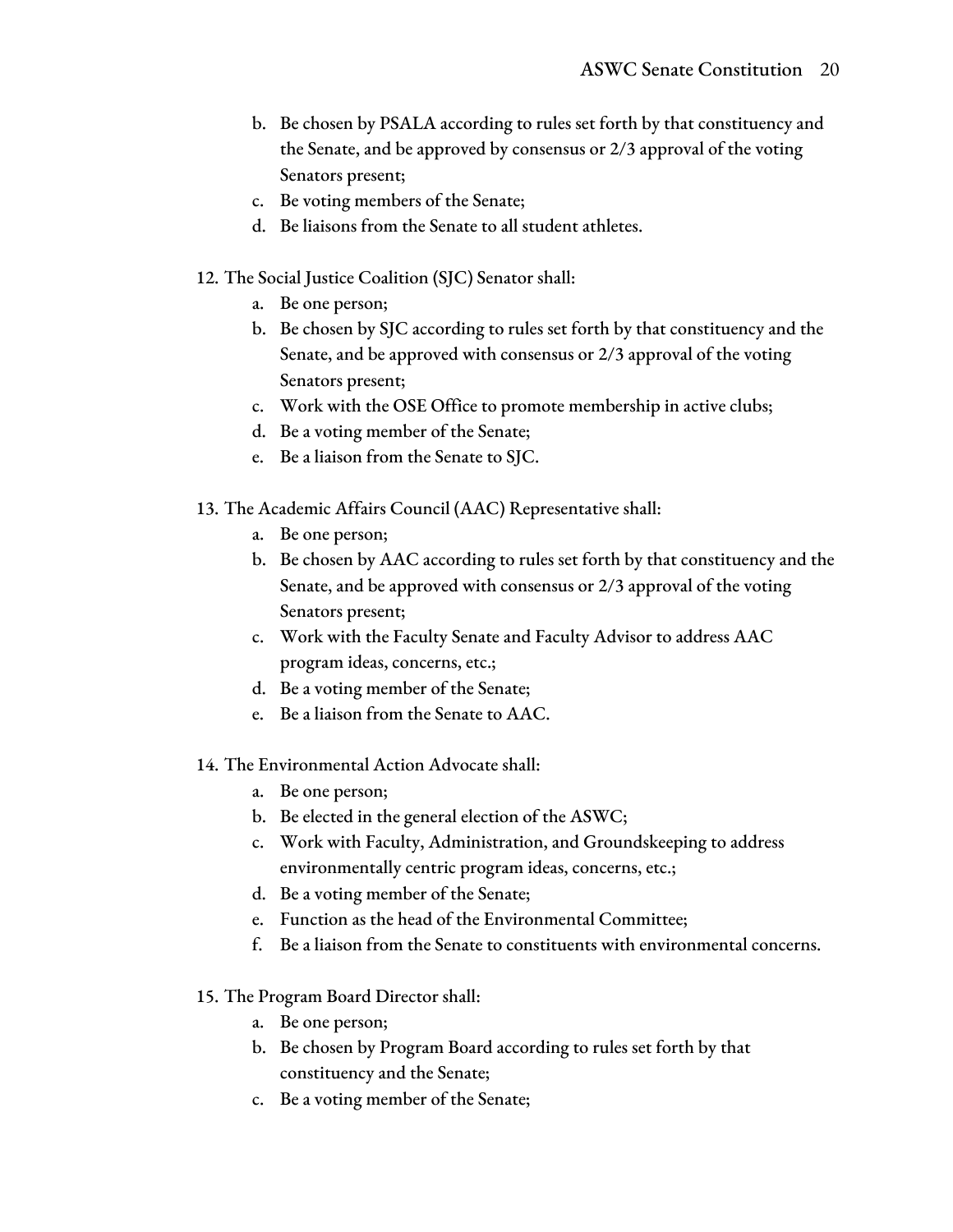b. Be chosen by PSALA according to rules set forth by that constituency and the Senate, and be approved by consensus or 2/3 approval of the voting Senators present;
c. Be voting members of the Senate;
d. Be liaisons from the Senate to all student athletes.

12. The Social Justice Coalition (SJC) Senator shall:
    a. Be one person;
    b. Be chosen by SJC according to rules set forth by that constituency and the Senate, and be approved with consensus or 2/3 approval of the voting Senators present;
    c. Work with the OSE Office to promote membership in active clubs;
    d. Be a voting member of the Senate;
    e. Be a liaison from the Senate to SJC.

13. The Academic Affairs Council (AAC) Representative shall:
    a. Be one person;
    b. Be chosen by AAC according to rules set forth by that constituency and the Senate, and be approved with consensus or 2/3 approval of the voting Senators present;
    c. Work with the Faculty Senate and Faculty Advisor to address AAC program ideas, concerns, etc.;
    d. Be a voting member of the Senate;
    e. Be a liaison from the Senate to AAC.

14. The Environmental Action Advocate shall:
    a. Be one person;
    b. Be elected in the general election of the ASWC;
    c. Work with Faculty, Administration, and Groundskeeping to address environmentally centric program ideas, concerns, etc.;
    d. Be a voting member of the Senate;
    e. Function as the head of the Environmental Committee;
    f. Be a liaison from the Senate to constituents with environmental concerns.

15. The Program Board Director shall:
    a. Be one person;
    b. Be chosen by Program Board according to rules set forth by that constituency and the Senate;
    c. Be a voting member of the Senate;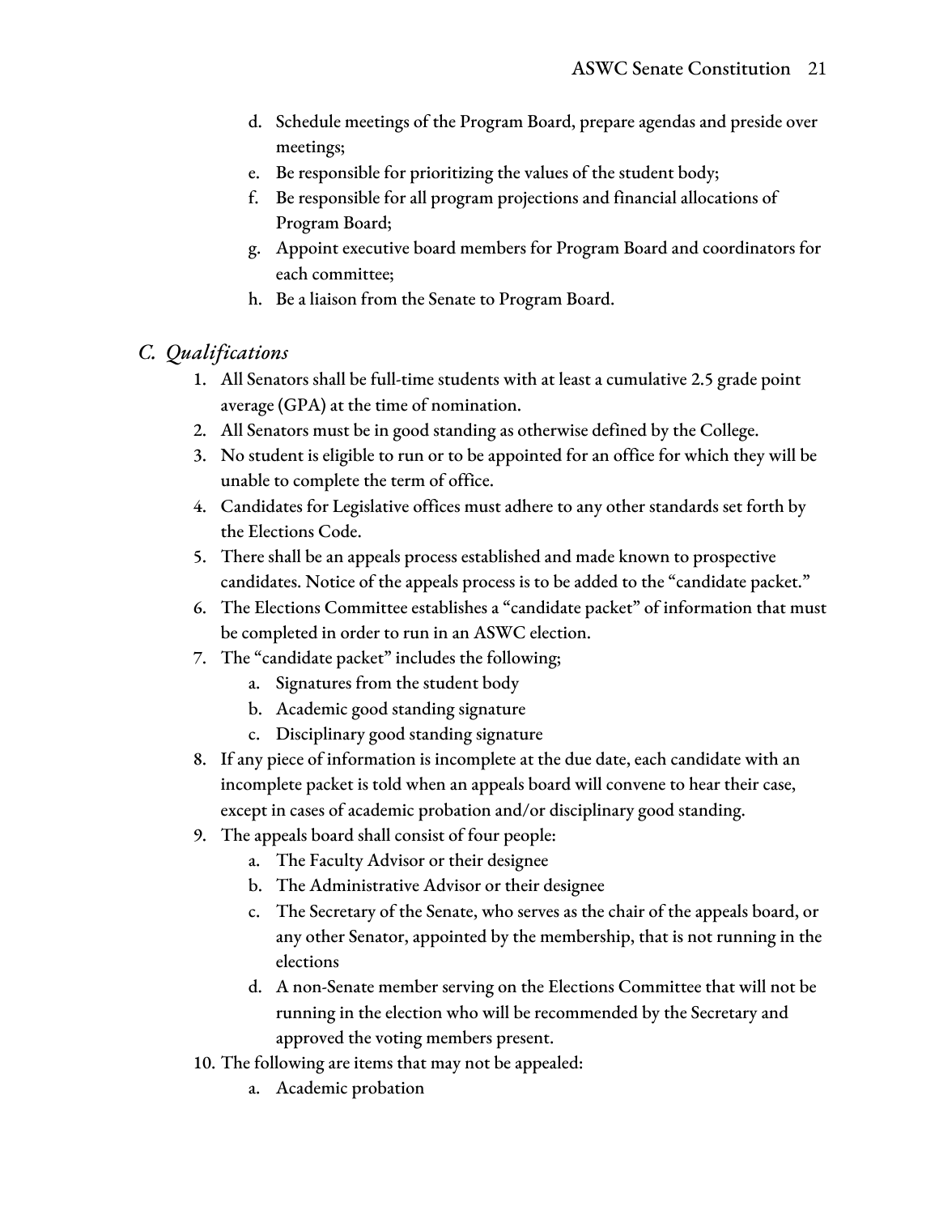d. Schedule meetings of the Program Board, prepare agendas and preside over meetings;
e. Be responsible for prioritizing the values of the student body;
f. Be responsible for all program projections and financial allocations of Program Board;
g. Appoint executive board members for Program Board and coordinators for each committee;
h. Be a liaison from the Senate to Program Board.

## *C. Qualifications*

1. All Senators shall be full-time students with at least a cumulative 2.5 grade point average (GPA) at the time of nomination.
2. All Senators must be in good standing as otherwise defined by the College.
3. No student is eligible to run or to be appointed for an office for which they will be unable to complete the term of office.
4. Candidates for Legislative offices must adhere to any other standards set forth by the Elections Code.
5. There shall be an appeals process established and made known to prospective candidates. Notice of the appeals process is to be added to the "candidate packet."
6. The Elections Committee establishes a "candidate packet" of information that must be completed in order to run in an ASWC election.
7. The "candidate packet" includes the following;
   a. Signatures from the student body
   b. Academic good standing signature
   c. Disciplinary good standing signature
8. If any piece of information is incomplete at the due date, each candidate with an incomplete packet is told when an appeals board will convene to hear their case, except in cases of academic probation and/or disciplinary good standing.
9. The appeals board shall consist of four people:
   a. The Faculty Advisor or their designee
   b. The Administrative Advisor or their designee
   c. The Secretary of the Senate, who serves as the chair of the appeals board, or any other Senator, appointed by the membership, that is not running in the elections
   d. A non-Senate member serving on the Elections Committee that will not be running in the election who will be recommended by the Secretary and approved the voting members present.
10. The following are items that may not be appealed:
    a. Academic probation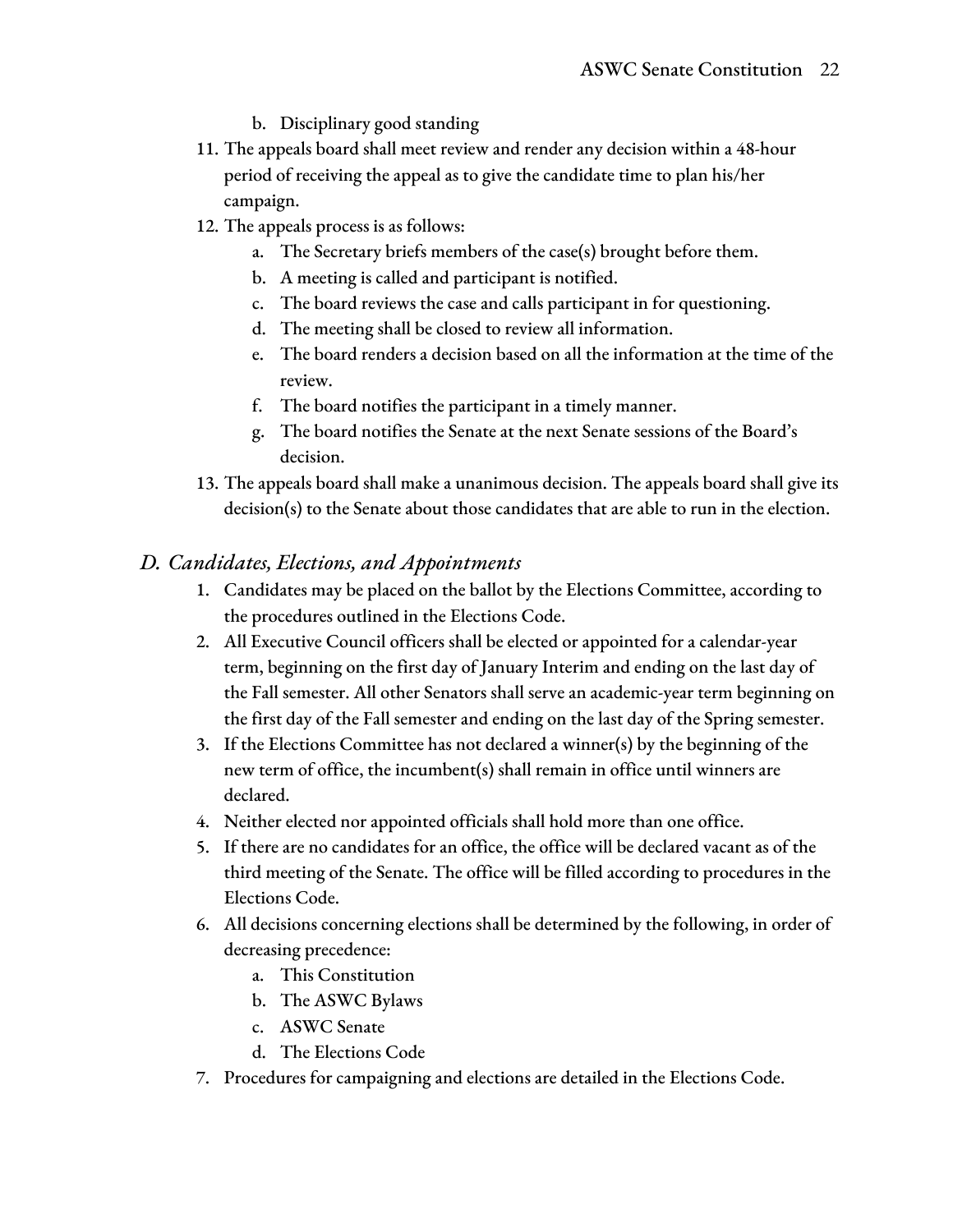b. Disciplinary good standing

11. The appeals board shall meet review and render any decision within a 48-hour period of receiving the appeal as to give the candidate time to plan his/her campaign.
12. The appeals process is as follows:
    a. The Secretary briefs members of the case(s) brought before them.
    b. A meeting is called and participant is notified.
    c. The board reviews the case and calls participant in for questioning.
    d. The meeting shall be closed to review all information.
    e. The board renders a decision based on all the information at the time of the review.
    f. The board notifies the participant in a timely manner.
    g. The board notifies the Senate at the next Senate sessions of the Board's decision.
13. The appeals board shall make a unanimous decision. The appeals board shall give its decision(s) to the Senate about those candidates that are able to run in the election.

## *D. Candidates, Elections, and Appointments*

1. Candidates may be placed on the ballot by the Elections Committee, according to the procedures outlined in the Elections Code.
2. All Executive Council officers shall be elected or appointed for a calendar-year term, beginning on the first day of January Interim and ending on the last day of the Fall semester. All other Senators shall serve an academic-year term beginning on the first day of the Fall semester and ending on the last day of the Spring semester.
3. If the Elections Committee has not declared a winner(s) by the beginning of the new term of office, the incumbent(s) shall remain in office until winners are declared.
4. Neither elected nor appointed officials shall hold more than one office.
5. If there are no candidates for an office, the office will be declared vacant as of the third meeting of the Senate. The office will be filled according to procedures in the Elections Code.
6. All decisions concerning elections shall be determined by the following, in order of decreasing precedence:
    a. This Constitution
    b. The ASWC Bylaws
    c. ASWC Senate
    d. The Elections Code
7. Procedures for campaigning and elections are detailed in the Elections Code.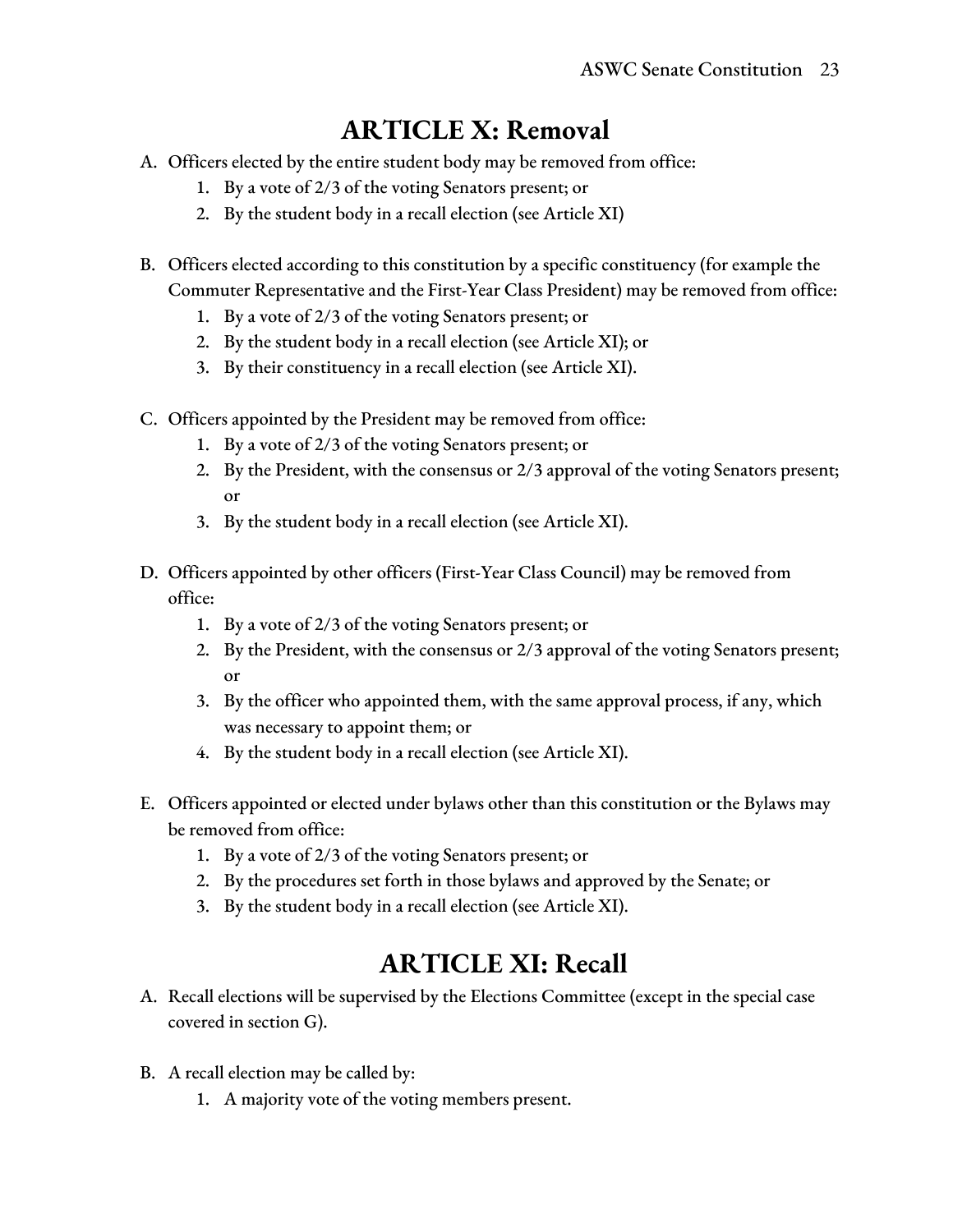# ARTICLE X: Removal

A. Officers elected by the entire student body may be removed from office:
   1. By a vote of 2/3 of the voting Senators present; or
   2. By the student body in a recall election (see Article XI)

B. Officers elected according to this constitution by a specific constituency (for example the Commuter Representative and the First-Year Class President) may be removed from office:
   1. By a vote of 2/3 of the voting Senators present; or
   2. By the student body in a recall election (see Article XI); or
   3. By their constituency in a recall election (see Article XI).

C. Officers appointed by the President may be removed from office:
   1. By a vote of 2/3 of the voting Senators present; or
   2. By the President, with the consensus or 2/3 approval of the voting Senators present; or
   3. By the student body in a recall election (see Article XI).

D. Officers appointed by other officers (First-Year Class Council) may be removed from office:
   1. By a vote of 2/3 of the voting Senators present; or
   2. By the President, with the consensus or 2/3 approval of the voting Senators present; or
   3. By the officer who appointed them, with the same approval process, if any, which was necessary to appoint them; or
   4. By the student body in a recall election (see Article XI).

E. Officers appointed or elected under bylaws other than this constitution or the Bylaws may be removed from office:
   1. By a vote of 2/3 of the voting Senators present; or
   2. By the procedures set forth in those bylaws and approved by the Senate; or
   3. By the student body in a recall election (see Article XI).

# ARTICLE XI: Recall

A. Recall elections will be supervised by the Elections Committee (except in the special case covered in section G).

B. A recall election may be called by:
   1. A majority vote of the voting members present.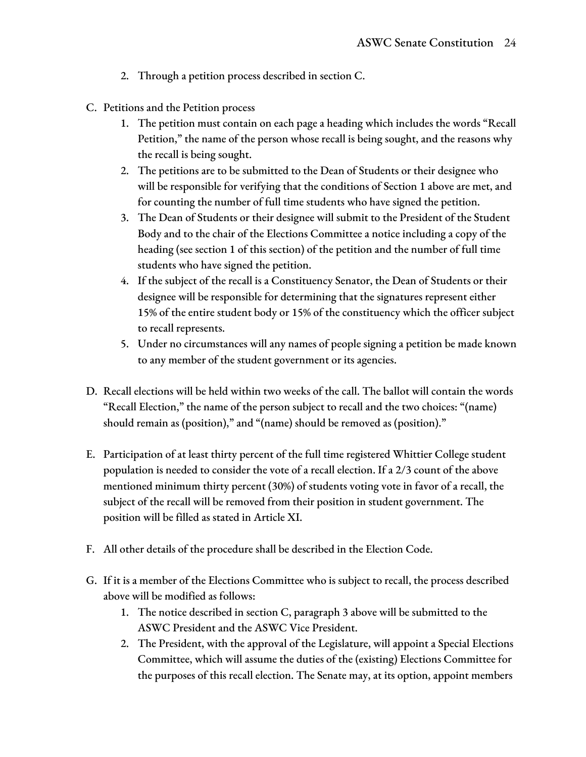2. Through a petition process described in section C.

C. Petitions and the Petition process
    1. The petition must contain on each page a heading which includes the words "Recall Petition," the name of the person whose recall is being sought, and the reasons why the recall is being sought.
    2. The petitions are to be submitted to the Dean of Students or their designee who will be responsible for verifying that the conditions of Section 1 above are met, and for counting the number of full time students who have signed the petition.
    3. The Dean of Students or their designee will submit to the President of the Student Body and to the chair of the Elections Committee a notice including a copy of the heading (see section 1 of this section) of the petition and the number of full time students who have signed the petition.
    4. If the subject of the recall is a Constituency Senator, the Dean of Students or their designee will be responsible for determining that the signatures represent either 15% of the entire student body or 15% of the constituency which the officer subject to recall represents.
    5. Under no circumstances will any names of people signing a petition be made known to any member of the student government or its agencies.

D. Recall elections will be held within two weeks of the call. The ballot will contain the words "Recall Election," the name of the person subject to recall and the two choices: "(name) should remain as (position)," and "(name) should be removed as (position)."

E. Participation of at least thirty percent of the full time registered Whittier College student population is needed to consider the vote of a recall election. If a 2/3 count of the above mentioned minimum thirty percent (30%) of students voting vote in favor of a recall, the subject of the recall will be removed from their position in student government. The position will be filled as stated in Article XI.

F. All other details of the procedure shall be described in the Election Code.

G. If it is a member of the Elections Committee who is subject to recall, the process described above will be modified as follows:
    1. The notice described in section C, paragraph 3 above will be submitted to the ASWC President and the ASWC Vice President.
    2. The President, with the approval of the Legislature, will appoint a Special Elections Committee, which will assume the duties of the (existing) Elections Committee for the purposes of this recall election. The Senate may, at its option, appoint members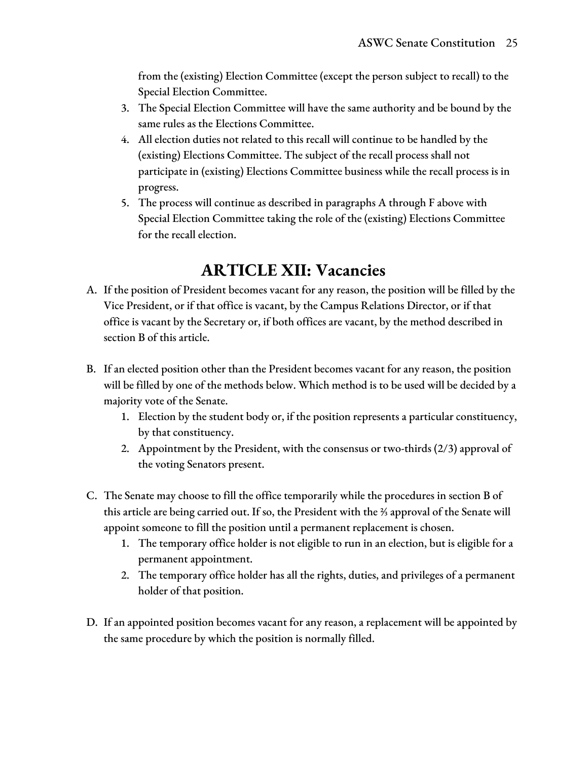from the (existing) Election Committee (except the person subject to recall) to the Special Election Committee.

3. The Special Election Committee will have the same authority and be bound by the same rules as the Elections Committee.
4. All election duties not related to this recall will continue to be handled by the (existing) Elections Committee. The subject of the recall process shall not participate in (existing) Elections Committee business while the recall process is in progress.
5. The process will continue as described in paragraphs A through F above with Special Election Committee taking the role of the (existing) Elections Committee for the recall election.

# ARTICLE XII: Vacancies

A. If the position of President becomes vacant for any reason, the position will be filled by the Vice President, or if that office is vacant, by the Campus Relations Director, or if that office is vacant by the Secretary or, if both offices are vacant, by the method described in section B of this article.

B. If an elected position other than the President becomes vacant for any reason, the position will be filled by one of the methods below. Which method is to be used will be decided by a majority vote of the Senate.
   1. Election by the student body or, if the position represents a particular constituency, by that constituency.
   2. Appointment by the President, with the consensus or two-thirds (2/3) approval of the voting Senators present.

C. The Senate may choose to fill the office temporarily while the procedures in section B of this article are being carried out. If so, the President with the ⅔ approval of the Senate will appoint someone to fill the position until a permanent replacement is chosen.
   1. The temporary office holder is not eligible to run in an election, but is eligible for a permanent appointment.
   2. The temporary office holder has all the rights, duties, and privileges of a permanent holder of that position.

D. If an appointed position becomes vacant for any reason, a replacement will be appointed by the same procedure by which the position is normally filled.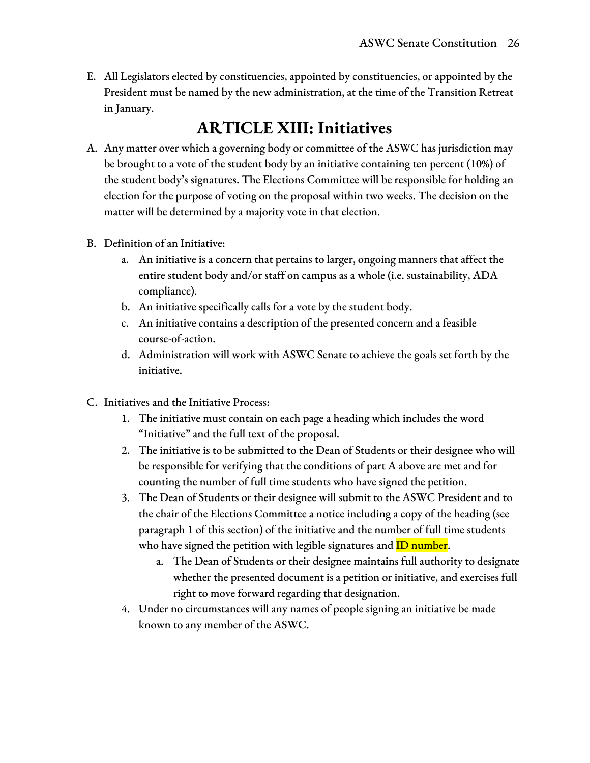E. All Legislators elected by constituencies, appointed by constituencies, or appointed by the President must be named by the new administration, at the time of the Transition Retreat in January.

# ARTICLE XIII: Initiatives

A. Any matter over which a governing body or committee of the ASWC has jurisdiction may be brought to a vote of the student body by an initiative containing ten percent (10%) of the student body's signatures. The Elections Committee will be responsible for holding an election for the purpose of voting on the proposal within two weeks. The decision on the matter will be determined by a majority vote in that election.

B. Definition of an Initiative:
   a. An initiative is a concern that pertains to larger, ongoing manners that affect the entire student body and/or staff on campus as a whole (i.e. sustainability, ADA compliance).
   b. An initiative specifically calls for a vote by the student body.
   c. An initiative contains a description of the presented concern and a feasible course-of-action.
   d. Administration will work with ASWC Senate to achieve the goals set forth by the initiative.

C. Initiatives and the Initiative Process:
   1. The initiative must contain on each page a heading which includes the word "Initiative" and the full text of the proposal.
   2. The initiative is to be submitted to the Dean of Students or their designee who will be responsible for verifying that the conditions of part A above are met and for counting the number of full time students who have signed the petition.
   3. The Dean of Students or their designee will submit to the ASWC President and to the chair of the Elections Committee a notice including a copy of the heading (see paragraph 1 of this section) of the initiative and the number of full time students who have signed the petition with legible signatures and ID number.
      a. The Dean of Students or their designee maintains full authority to designate whether the presented document is a petition or initiative, and exercises full right to move forward regarding that designation.
   4. Under no circumstances will any names of people signing an initiative be made known to any member of the ASWC.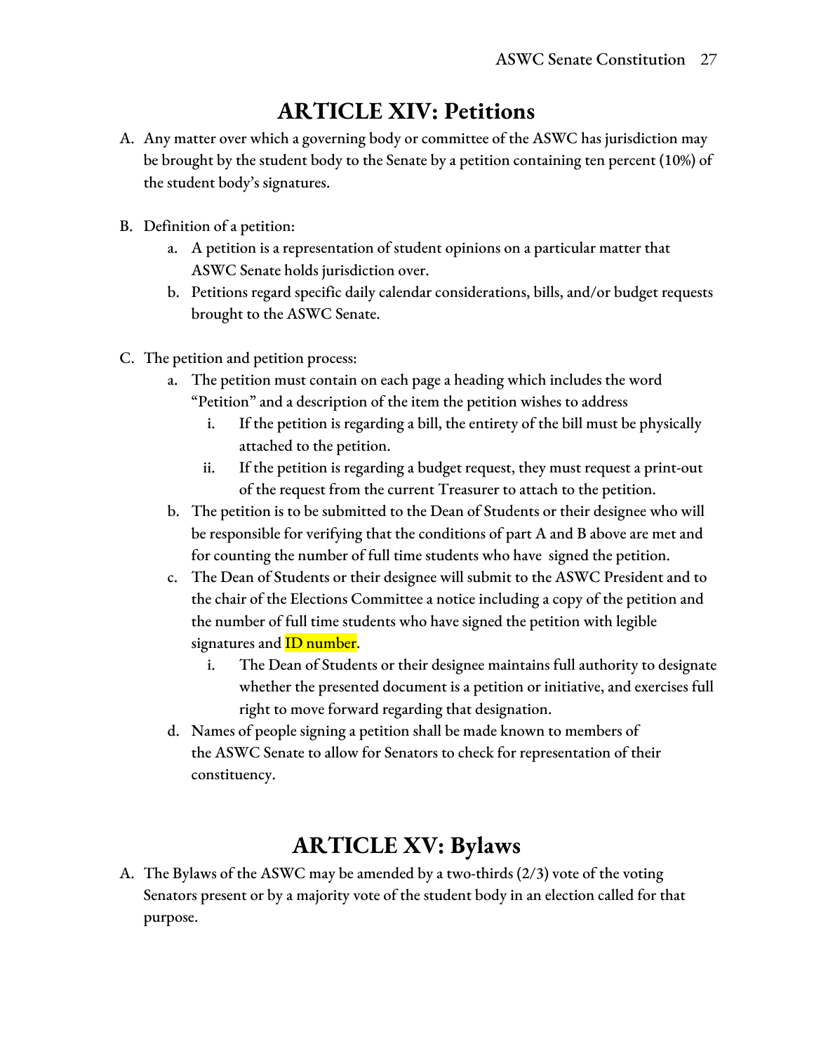# ARTICLE XIV: Petitions

A. Any matter over which a governing body or committee of the ASWC has jurisdiction may be brought by the student body to the Senate by a petition containing ten percent (10%) of the student body's signatures.

B. Definition of a petition:
   a. A petition is a representation of student opinions on a particular matter that ASWC Senate holds jurisdiction over.
   b. Petitions regard specific daily calendar considerations, bills, and/or budget requests brought to the ASWC Senate.

C. The petition and petition process:
   a. The petition must contain on each page a heading which includes the word "Petition" and a description of the item the petition wishes to address
      i. If the petition is regarding a bill, the entirety of the bill must be physically attached to the petition.
      ii. If the petition is regarding a budget request, they must request a print-out of the request from the current Treasurer to attach to the petition.
   b. The petition is to be submitted to the Dean of Students or their designee who will be responsible for verifying that the conditions of part A and B above are met and for counting the number of full time students who have signed the petition.
   c. The Dean of Students or their designee will submit to the ASWC President and to the chair of the Elections Committee a notice including a copy of the petition and the number of full time students who have signed the petition with legible signatures and ID number.
      i. The Dean of Students or their designee maintains full authority to designate whether the presented document is a petition or initiative, and exercises full right to move forward regarding that designation.
   d. Names of people signing a petition shall be made known to members of the ASWC Senate to allow for Senators to check for representation of their constituency.

# ARTICLE XV: Bylaws

A. The Bylaws of the ASWC may be amended by a two-thirds (2/3) vote of the voting Senators present or by a majority vote of the student body in an election called for that purpose.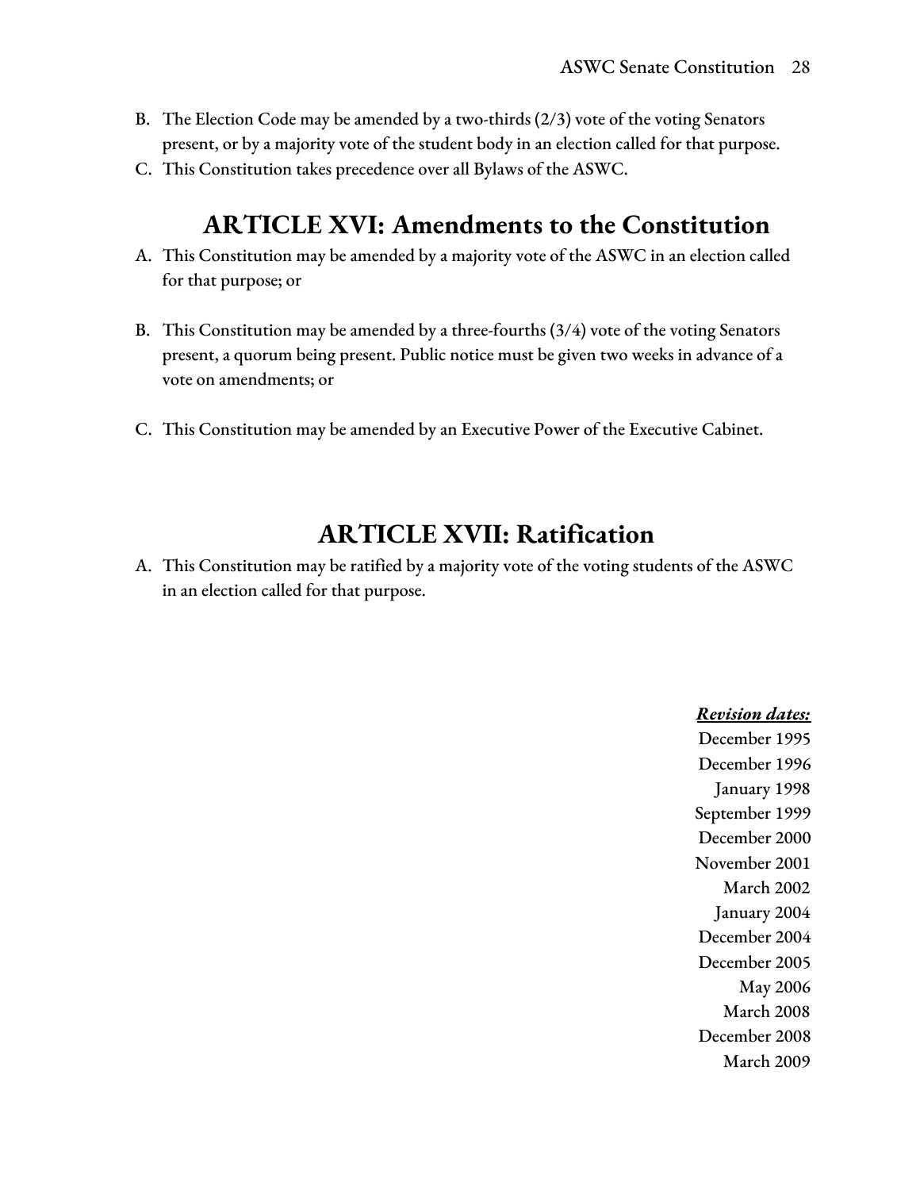B. The Election Code may be amended by a two-thirds (2/3) vote of the voting Senators present, or by a majority vote of the student body in an election called for that purpose.
C. This Constitution takes precedence over all Bylaws of the ASWC.

## ARTICLE XVI: Amendments to the Constitution

A. This Constitution may be amended by a majority vote of the ASWC in an election called for that purpose; or

B. This Constitution may be amended by a three-fourths (3/4) vote of the voting Senators present, a quorum being present. Public notice must be given two weeks in advance of a vote on amendments; or

C. This Constitution may be amended by an Executive Power of the Executive Cabinet.

## ARTICLE XVII: Ratification

A. This Constitution may be ratified by a majority vote of the voting students of the ASWC in an election called for that purpose.

***Revision dates:***

December 1995
December 1996
January 1998
September 1999
December 2000
November 2001
March 2002
January 2004
December 2004
December 2005
May 2006
March 2008
December 2008
March 2009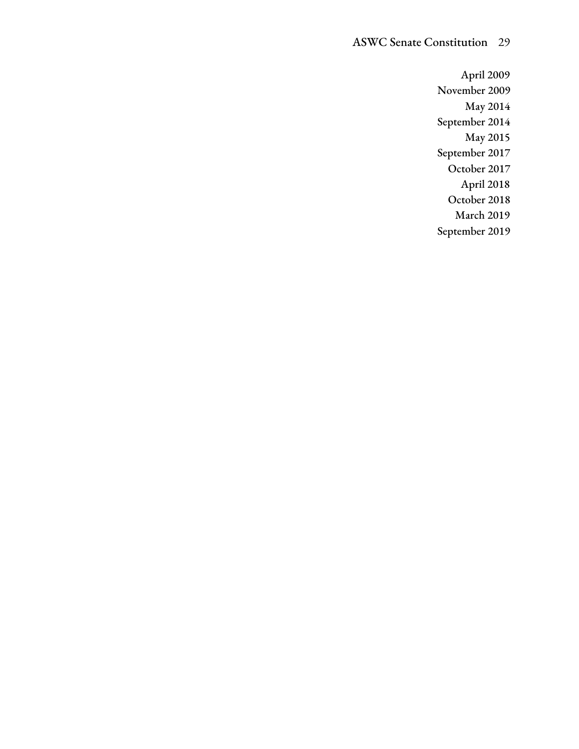April 2009
November 2009
May 2014
September 2014
May 2015
September 2017
October 2017
April 2018
October 2018
March 2019
September 2019